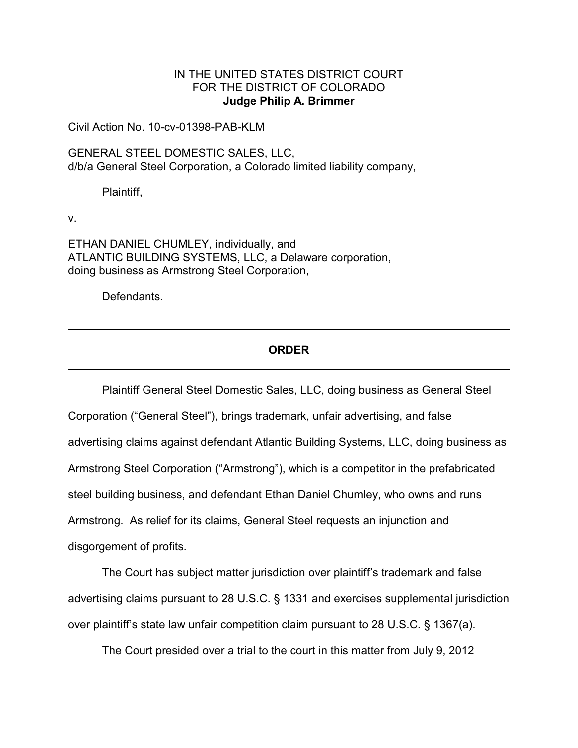IN THE UNITED STATES DISTRICT COURT
FOR THE DISTRICT OF COLORADO
**Judge Philip A. Brimmer**

Civil Action No. 10-cv-01398-PAB-KLM

GENERAL STEEL DOMESTIC SALES, LLC,
d/b/a General Steel Corporation, a Colorado limited liability company,

Plaintiff,

v.

ETHAN DANIEL CHUMLEY, individually, and
ATLANTIC BUILDING SYSTEMS, LLC, a Delaware corporation,
doing business as Armstrong Steel Corporation,

Defendants.

---

**ORDER**

---

Plaintiff General Steel Domestic Sales, LLC, doing business as General Steel Corporation ("General Steel"), brings trademark, unfair advertising, and false advertising claims against defendant Atlantic Building Systems, LLC, doing business as Armstrong Steel Corporation ("Armstrong"), which is a competitor in the prefabricated steel building business, and defendant Ethan Daniel Chumley, who owns and runs Armstrong. As relief for its claims, General Steel requests an injunction and disgorgement of profits.

The Court has subject matter jurisdiction over plaintiff's trademark and false advertising claims pursuant to 28 U.S.C. § 1331 and exercises supplemental jurisdiction over plaintiff's state law unfair competition claim pursuant to 28 U.S.C. § 1367(a).

The Court presided over a trial to the court in this matter from July 9, 2012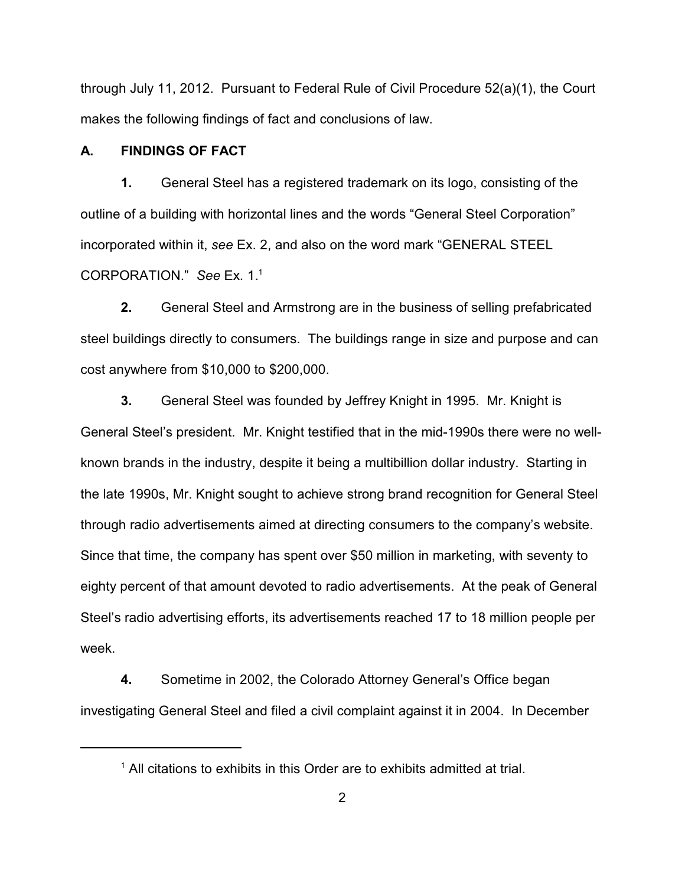through July 11, 2012. Pursuant to Federal Rule of Civil Procedure 52(a)(1), the Court makes the following findings of fact and conclusions of law.

## A. FINDINGS OF FACT

**1.** General Steel has a registered trademark on its logo, consisting of the outline of a building with horizontal lines and the words "General Steel Corporation" incorporated within it, *see* Ex. 2, and also on the word mark "GENERAL STEEL CORPORATION." *See* Ex. 1.[1]

**2.** General Steel and Armstrong are in the business of selling prefabricated steel buildings directly to consumers. The buildings range in size and purpose and can cost anywhere from $10,000 to $200,000.

**3.** General Steel was founded by Jeffrey Knight in 1995. Mr. Knight is General Steel's president. Mr. Knight testified that in the mid-1990s there were no well-known brands in the industry, despite it being a multibillion dollar industry. Starting in the late 1990s, Mr. Knight sought to achieve strong brand recognition for General Steel through radio advertisements aimed at directing consumers to the company's website. Since that time, the company has spent over $50 million in marketing, with seventy to eighty percent of that amount devoted to radio advertisements. At the peak of General Steel's radio advertising efforts, its advertisements reached 17 to 18 million people per week.

**4.** Sometime in 2002, the Colorado Attorney General's Office began investigating General Steel and filed a civil complaint against it in 2004. In December

---

[1] All citations to exhibits in this Order are to exhibits admitted at trial.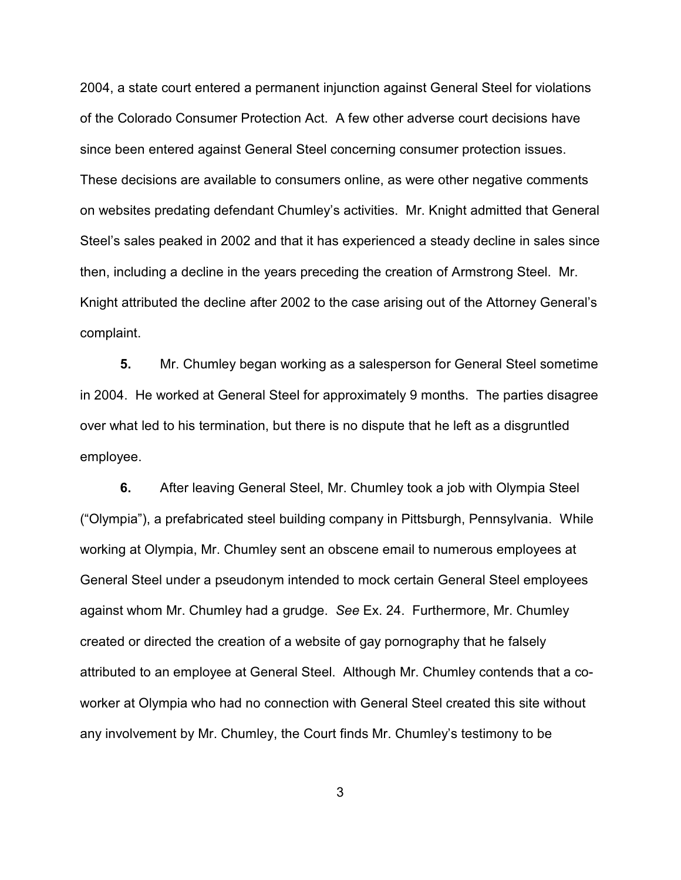2004, a state court entered a permanent injunction against General Steel for violations of the Colorado Consumer Protection Act. A few other adverse court decisions have since been entered against General Steel concerning consumer protection issues. These decisions are available to consumers online, as were other negative comments on websites predating defendant Chumley's activities. Mr. Knight admitted that General Steel's sales peaked in 2002 and that it has experienced a steady decline in sales since then, including a decline in the years preceding the creation of Armstrong Steel. Mr. Knight attributed the decline after 2002 to the case arising out of the Attorney General's complaint.

**5.** Mr. Chumley began working as a salesperson for General Steel sometime in 2004. He worked at General Steel for approximately 9 months. The parties disagree over what led to his termination, but there is no dispute that he left as a disgruntled employee.

**6.** After leaving General Steel, Mr. Chumley took a job with Olympia Steel ("Olympia"), a prefabricated steel building company in Pittsburgh, Pennsylvania. While working at Olympia, Mr. Chumley sent an obscene email to numerous employees at General Steel under a pseudonym intended to mock certain General Steel employees against whom Mr. Chumley had a grudge. *See* Ex. 24. Furthermore, Mr. Chumley created or directed the creation of a website of gay pornography that he falsely attributed to an employee at General Steel. Although Mr. Chumley contends that a co-worker at Olympia who had no connection with General Steel created this site without any involvement by Mr. Chumley, the Court finds Mr. Chumley's testimony to be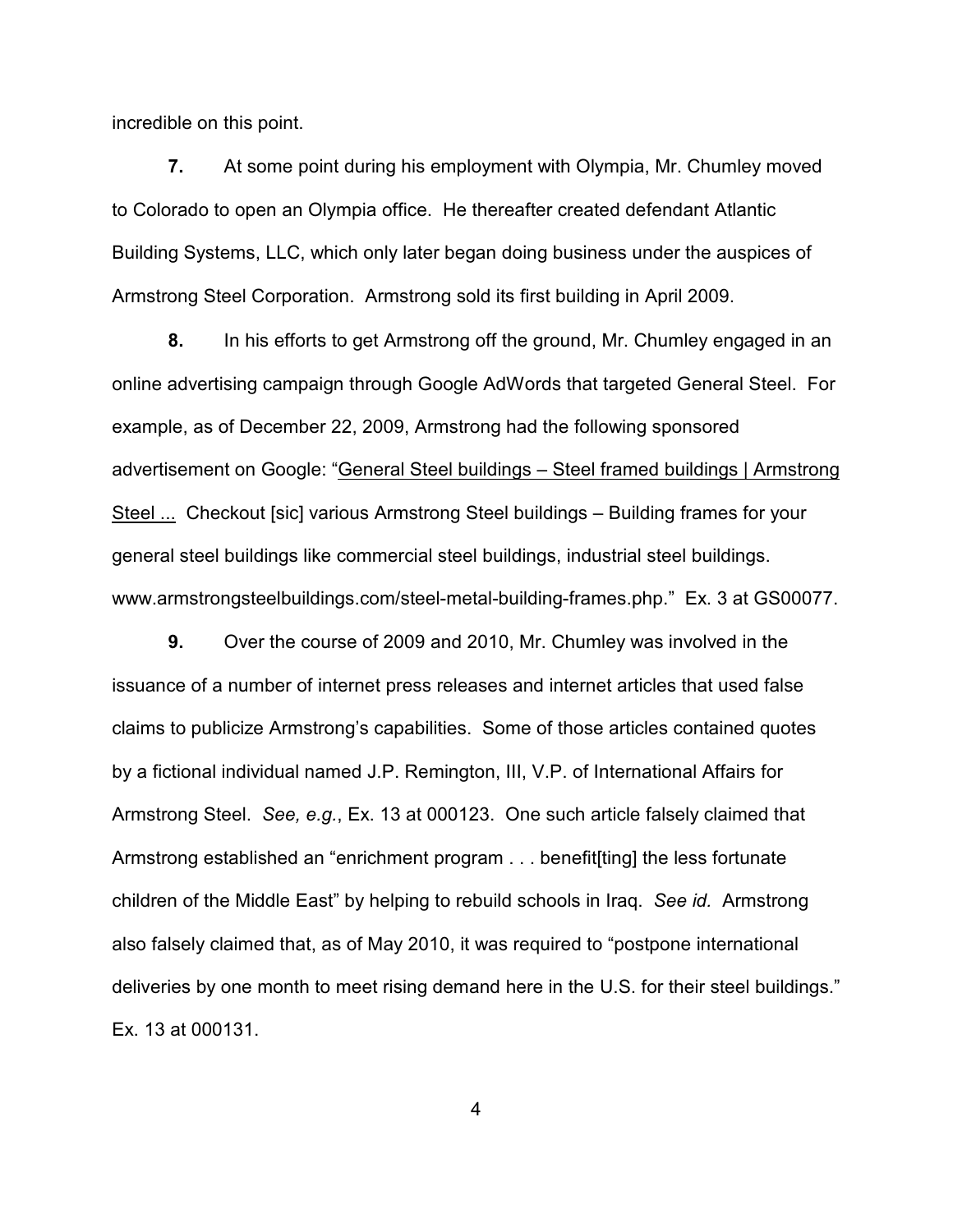incredible on this point.

**7.** At some point during his employment with Olympia, Mr. Chumley moved to Colorado to open an Olympia office. He thereafter created defendant Atlantic Building Systems, LLC, which only later began doing business under the auspices of Armstrong Steel Corporation. Armstrong sold its first building in April 2009.

**8.** In his efforts to get Armstrong off the ground, Mr. Chumley engaged in an online advertising campaign through Google AdWords that targeted General Steel. For example, as of December 22, 2009, Armstrong had the following sponsored advertisement on Google: "<u>General Steel buildings – Steel framed buildings | Armstrong Steel ...</u> Checkout [sic] various Armstrong Steel buildings – Building frames for your general steel buildings like commercial steel buildings, industrial steel buildings. www.armstrongsteelbuildings.com/steel-metal-building-frames.php." Ex. 3 at GS00077.

**9.** Over the course of 2009 and 2010, Mr. Chumley was involved in the issuance of a number of internet press releases and internet articles that used false claims to publicize Armstrong's capabilities. Some of those articles contained quotes by a fictional individual named J.P. Remington, III, V.P. of International Affairs for Armstrong Steel. *See, e.g.*, Ex. 13 at 000123. One such article falsely claimed that Armstrong established an "enrichment program . . . benefit[ting] the less fortunate children of the Middle East" by helping to rebuild schools in Iraq. *See id.* Armstrong also falsely claimed that, as of May 2010, it was required to "postpone international deliveries by one month to meet rising demand here in the U.S. for their steel buildings." Ex. 13 at 000131.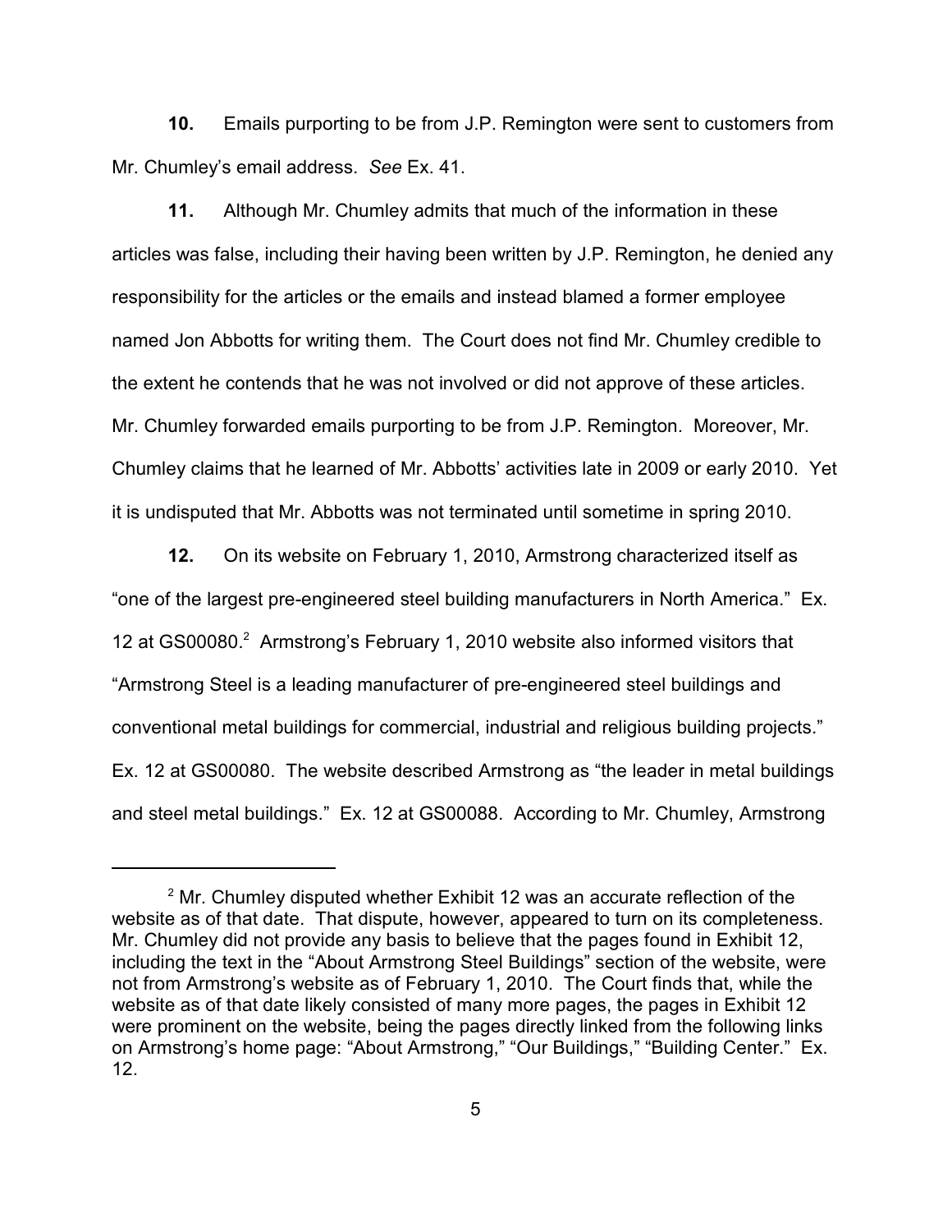**10.** Emails purporting to be from J.P. Remington were sent to customers from Mr. Chumley's email address. *See* Ex. 41.

**11.** Although Mr. Chumley admits that much of the information in these articles was false, including their having been written by J.P. Remington, he denied any responsibility for the articles or the emails and instead blamed a former employee named Jon Abbotts for writing them. The Court does not find Mr. Chumley credible to the extent he contends that he was not involved or did not approve of these articles. Mr. Chumley forwarded emails purporting to be from J.P. Remington. Moreover, Mr. Chumley claims that he learned of Mr. Abbotts' activities late in 2009 or early 2010. Yet it is undisputed that Mr. Abbotts was not terminated until sometime in spring 2010.

**12.** On its website on February 1, 2010, Armstrong characterized itself as "one of the largest pre-engineered steel building manufacturers in North America." Ex. 12 at GS00080.[2] Armstrong's February 1, 2010 website also informed visitors that "Armstrong Steel is a leading manufacturer of pre-engineered steel buildings and conventional metal buildings for commercial, industrial and religious building projects." Ex. 12 at GS00080. The website described Armstrong as "the leader in metal buildings and steel metal buildings." Ex. 12 at GS00088. According to Mr. Chumley, Armstrong

---

[2] Mr. Chumley disputed whether Exhibit 12 was an accurate reflection of the website as of that date. That dispute, however, appeared to turn on its completeness. Mr. Chumley did not provide any basis to believe that the pages found in Exhibit 12, including the text in the "About Armstrong Steel Buildings" section of the website, were not from Armstrong's website as of February 1, 2010. The Court finds that, while the website as of that date likely consisted of many more pages, the pages in Exhibit 12 were prominent on the website, being the pages directly linked from the following links on Armstrong's home page: "About Armstrong," "Our Buildings," "Building Center." Ex. 12.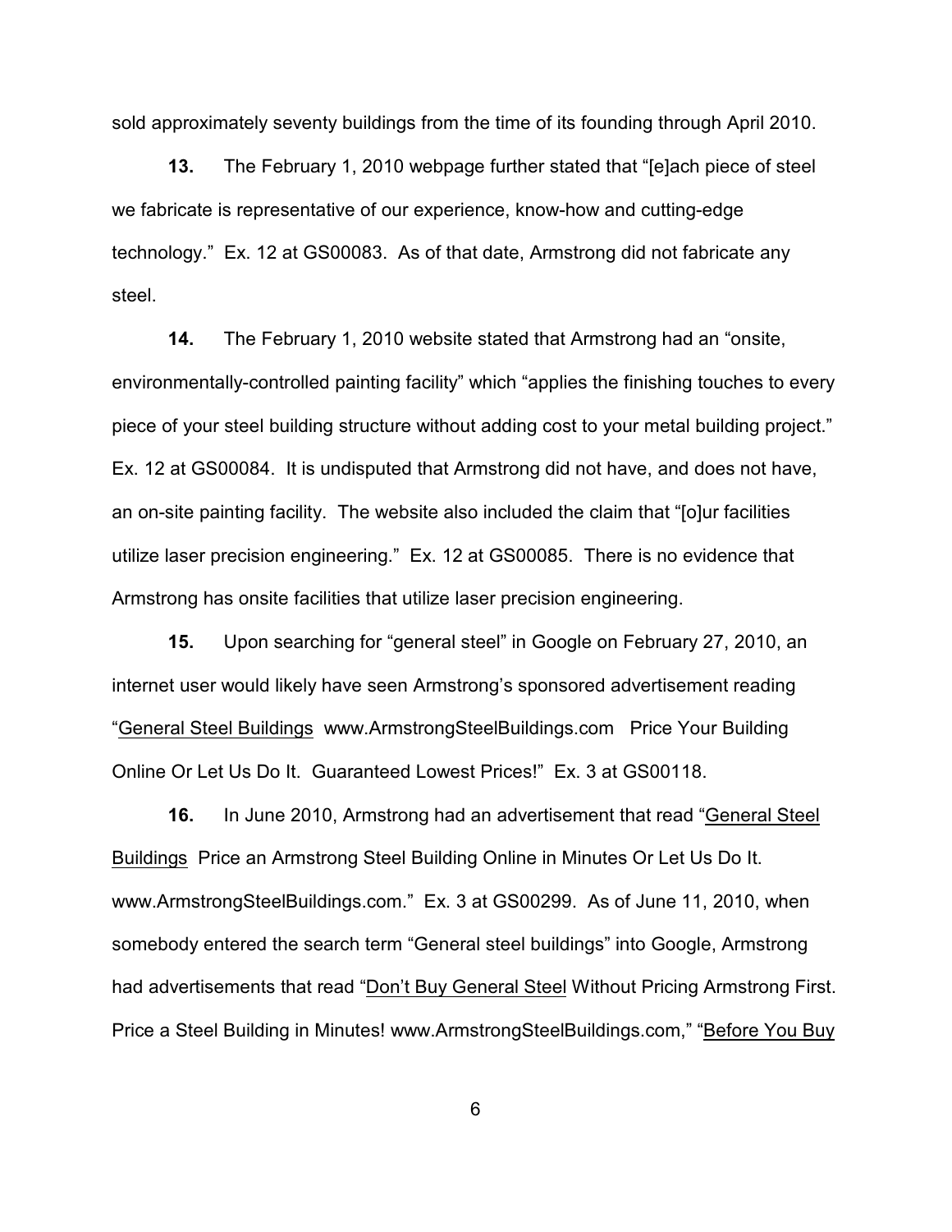sold approximately seventy buildings from the time of its founding through April 2010.

**13.** The February 1, 2010 webpage further stated that "[e]ach piece of steel we fabricate is representative of our experience, know-how and cutting-edge technology." Ex. 12 at GS00083. As of that date, Armstrong did not fabricate any steel.

**14.** The February 1, 2010 website stated that Armstrong had an "onsite, environmentally-controlled painting facility" which "applies the finishing touches to every piece of your steel building structure without adding cost to your metal building project." Ex. 12 at GS00084. It is undisputed that Armstrong did not have, and does not have, an on-site painting facility. The website also included the claim that "[o]ur facilities utilize laser precision engineering." Ex. 12 at GS00085. There is no evidence that Armstrong has onsite facilities that utilize laser precision engineering.

**15.** Upon searching for "general steel" in Google on February 27, 2010, an internet user would likely have seen Armstrong's sponsored advertisement reading "<u>General Steel Buildings</u> www.ArmstrongSteelBuildings.com Price Your Building Online Or Let Us Do It. Guaranteed Lowest Prices!" Ex. 3 at GS00118.

**16.** In June 2010, Armstrong had an advertisement that read "<u>General Steel Buildings</u> Price an Armstrong Steel Building Online in Minutes Or Let Us Do It. www.ArmstrongSteelBuildings.com." Ex. 3 at GS00299. As of June 11, 2010, when somebody entered the search term "General steel buildings" into Google, Armstrong had advertisements that read "<u>Don't Buy General Steel</u> Without Pricing Armstrong First. Price a Steel Building in Minutes! www.ArmstrongSteelBuildings.com," "<u>Before You Buy</u>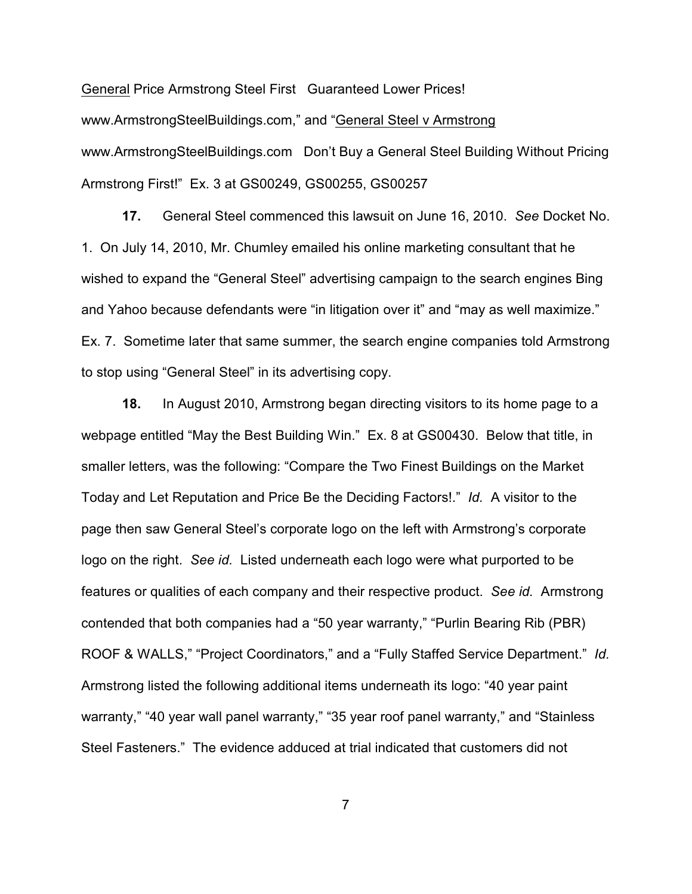General Price Armstrong Steel First   Guaranteed Lower Prices! www.ArmstrongSteelBuildings.com," and "General Steel v Armstrong www.ArmstrongSteelBuildings.com   Don't Buy a General Steel Building Without Pricing Armstrong First!" Ex. 3 at GS00249, GS00255, GS00257

**17.** General Steel commenced this lawsuit on June 16, 2010. *See* Docket No. 1. On July 14, 2010, Mr. Chumley emailed his online marketing consultant that he wished to expand the "General Steel" advertising campaign to the search engines Bing and Yahoo because defendants were "in litigation over it" and "may as well maximize." Ex. 7. Sometime later that same summer, the search engine companies told Armstrong to stop using "General Steel" in its advertising copy.

**18.** In August 2010, Armstrong began directing visitors to its home page to a webpage entitled "May the Best Building Win." Ex. 8 at GS00430. Below that title, in smaller letters, was the following: "Compare the Two Finest Buildings on the Market Today and Let Reputation and Price Be the Deciding Factors!." *Id.* A visitor to the page then saw General Steel's corporate logo on the left with Armstrong's corporate logo on the right. *See id.* Listed underneath each logo were what purported to be features or qualities of each company and their respective product. *See id.* Armstrong contended that both companies had a "50 year warranty," "Purlin Bearing Rib (PBR) ROOF & WALLS," "Project Coordinators," and a "Fully Staffed Service Department." *Id.* Armstrong listed the following additional items underneath its logo: "40 year paint warranty," "40 year wall panel warranty," "35 year roof panel warranty," and "Stainless Steel Fasteners." The evidence adduced at trial indicated that customers did not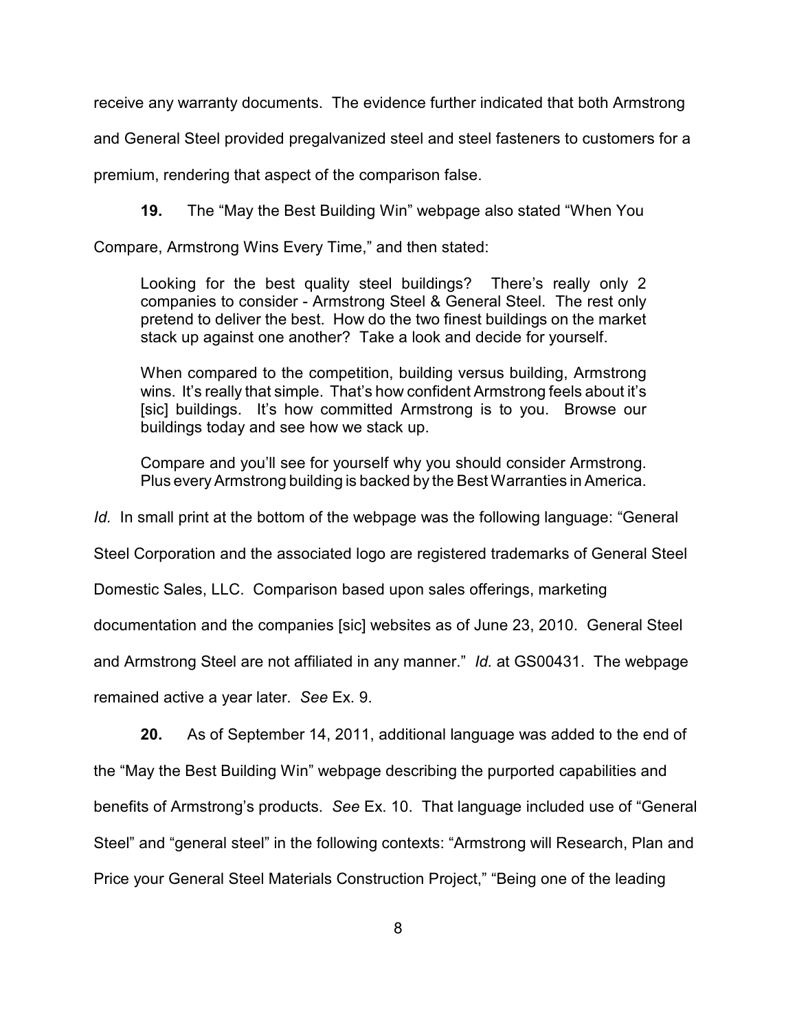receive any warranty documents. The evidence further indicated that both Armstrong and General Steel provided pregalvanized steel and steel fasteners to customers for a premium, rendering that aspect of the comparison false.

**19.** The "May the Best Building Win" webpage also stated "When You Compare, Armstrong Wins Every Time," and then stated:

> Looking for the best quality steel buildings? There's really only 2 companies to consider - Armstrong Steel & General Steel. The rest only pretend to deliver the best. How do the two finest buildings on the market stack up against one another? Take a look and decide for yourself.
>
> When compared to the competition, building versus building, Armstrong wins. It's really that simple. That's how confident Armstrong feels about it's [sic] buildings. It's how committed Armstrong is to you. Browse our buildings today and see how we stack up.
>
> Compare and you'll see for yourself why you should consider Armstrong. Plus every Armstrong building is backed by the Best Warranties in America.

*Id.* In small print at the bottom of the webpage was the following language: "General Steel Corporation and the associated logo are registered trademarks of General Steel Domestic Sales, LLC. Comparison based upon sales offerings, marketing documentation and the companies [sic] websites as of June 23, 2010. General Steel and Armstrong Steel are not affiliated in any manner." *Id.* at GS00431. The webpage remained active a year later. *See* Ex. 9.

**20.** As of September 14, 2011, additional language was added to the end of the "May the Best Building Win" webpage describing the purported capabilities and benefits of Armstrong's products. *See* Ex. 10. That language included use of "General Steel" and "general steel" in the following contexts: "Armstrong will Research, Plan and Price your General Steel Materials Construction Project," "Being one of the leading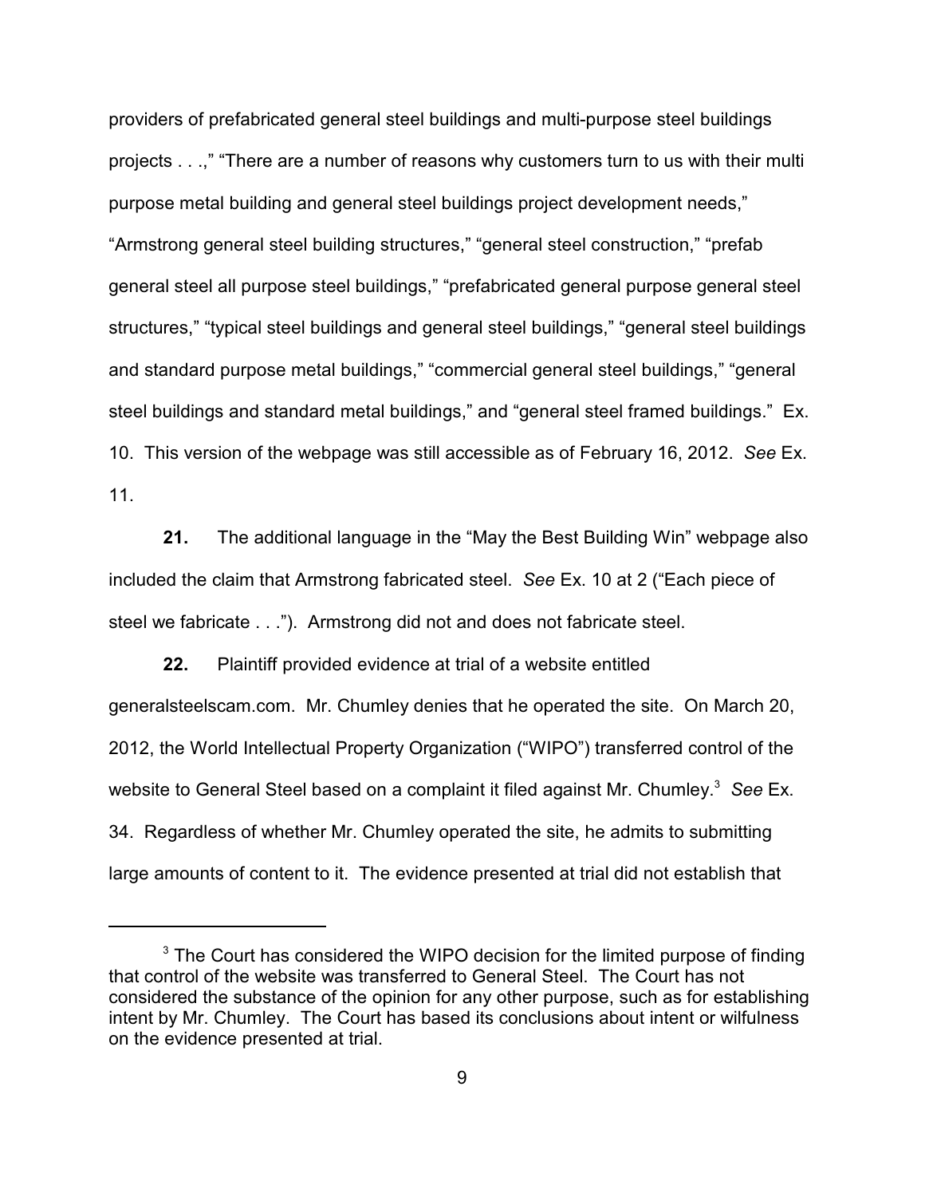providers of prefabricated general steel buildings and multi-purpose steel buildings projects . . .," "There are a number of reasons why customers turn to us with their multi purpose metal building and general steel buildings project development needs," "Armstrong general steel building structures," "general steel construction," "prefab general steel all purpose steel buildings," "prefabricated general purpose general steel structures," "typical steel buildings and general steel buildings," "general steel buildings and standard purpose metal buildings," "commercial general steel buildings," "general steel buildings and standard metal buildings," and "general steel framed buildings." Ex. 10. This version of the webpage was still accessible as of February 16, 2012. *See* Ex. 11.

**21.** The additional language in the "May the Best Building Win" webpage also included the claim that Armstrong fabricated steel. *See* Ex. 10 at 2 ("Each piece of steel we fabricate . . ."). Armstrong did not and does not fabricate steel.

**22.** Plaintiff provided evidence at trial of a website entitled generalsteelscam.com. Mr. Chumley denies that he operated the site. On March 20, 2012, the World Intellectual Property Organization ("WIPO") transferred control of the website to General Steel based on a complaint it filed against Mr. Chumley.[3] *See* Ex. 34. Regardless of whether Mr. Chumley operated the site, he admits to submitting large amounts of content to it. The evidence presented at trial did not establish that

[3] The Court has considered the WIPO decision for the limited purpose of finding that control of the website was transferred to General Steel. The Court has not considered the substance of the opinion for any other purpose, such as for establishing intent by Mr. Chumley. The Court has based its conclusions about intent or wilfulness on the evidence presented at trial.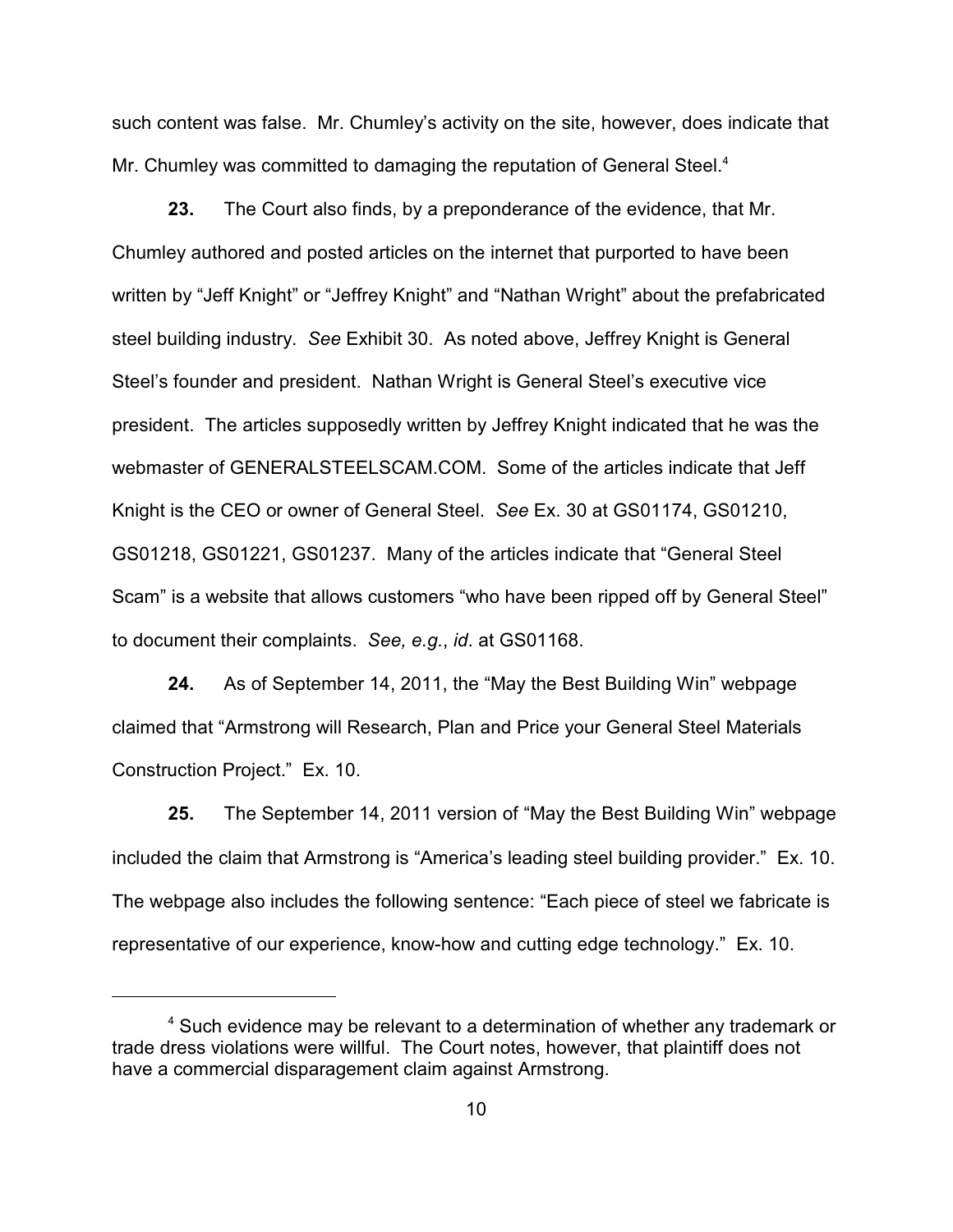such content was false. Mr. Chumley's activity on the site, however, does indicate that Mr. Chumley was committed to damaging the reputation of General Steel.[4]

**23.** The Court also finds, by a preponderance of the evidence, that Mr. Chumley authored and posted articles on the internet that purported to have been written by "Jeff Knight" or "Jeffrey Knight" and "Nathan Wright" about the prefabricated steel building industry. *See* Exhibit 30. As noted above, Jeffrey Knight is General Steel's founder and president. Nathan Wright is General Steel's executive vice president. The articles supposedly written by Jeffrey Knight indicated that he was the webmaster of GENERALSTEELSCAM.COM. Some of the articles indicate that Jeff Knight is the CEO or owner of General Steel. *See* Ex. 30 at GS01174, GS01210, GS01218, GS01221, GS01237. Many of the articles indicate that "General Steel Scam" is a website that allows customers "who have been ripped off by General Steel" to document their complaints. *See, e.g.*, *id*. at GS01168.

**24.** As of September 14, 2011, the "May the Best Building Win" webpage claimed that "Armstrong will Research, Plan and Price your General Steel Materials Construction Project." Ex. 10.

**25.** The September 14, 2011 version of "May the Best Building Win" webpage included the claim that Armstrong is "America's leading steel building provider." Ex. 10. The webpage also includes the following sentence: "Each piece of steel we fabricate is representative of our experience, know-how and cutting edge technology." Ex. 10.

---

[4] Such evidence may be relevant to a determination of whether any trademark or trade dress violations were willful. The Court notes, however, that plaintiff does not have a commercial disparagement claim against Armstrong.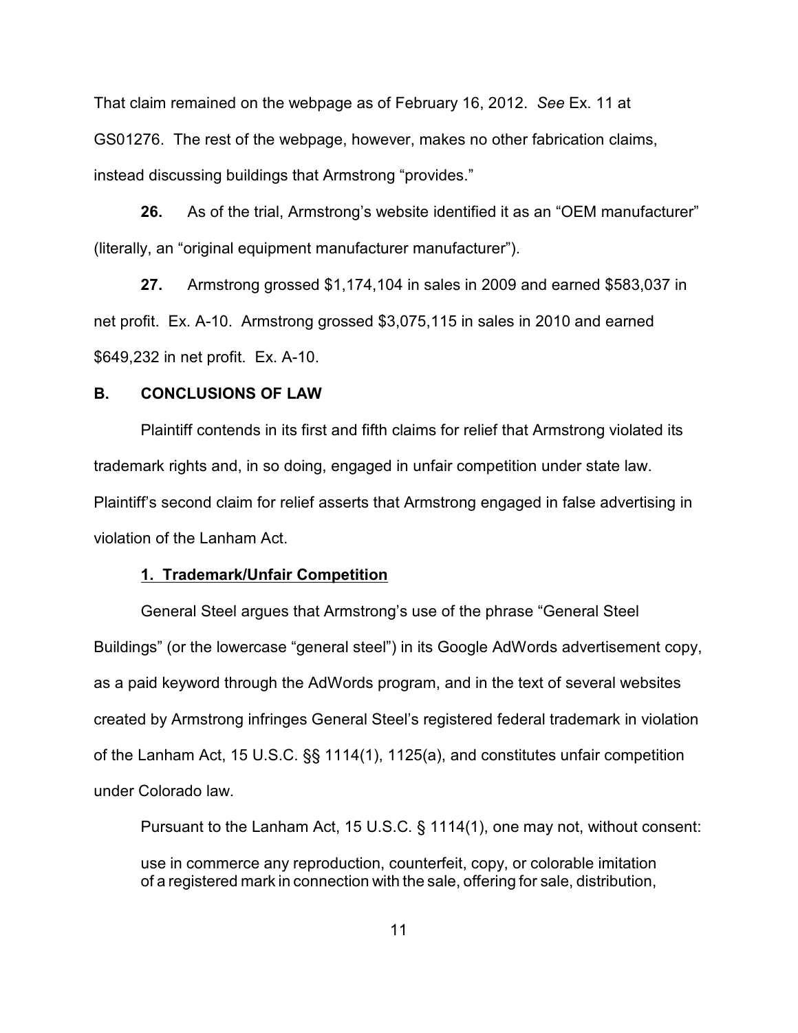That claim remained on the webpage as of February 16, 2012. *See* Ex. 11 at GS01276. The rest of the webpage, however, makes no other fabrication claims, instead discussing buildings that Armstrong "provides."

**26.** As of the trial, Armstrong's website identified it as an "OEM manufacturer" (literally, an "original equipment manufacturer manufacturer").

**27.** Armstrong grossed $1,174,104 in sales in 2009 and earned $583,037 in net profit. Ex. A-10. Armstrong grossed $3,075,115 in sales in 2010 and earned $649,232 in net profit. Ex. A-10.

## B. CONCLUSIONS OF LAW

Plaintiff contends in its first and fifth claims for relief that Armstrong violated its trademark rights and, in so doing, engaged in unfair competition under state law. Plaintiff's second claim for relief asserts that Armstrong engaged in false advertising in violation of the Lanham Act.

### 1. Trademark/Unfair Competition

General Steel argues that Armstrong's use of the phrase "General Steel Buildings" (or the lowercase "general steel") in its Google AdWords advertisement copy, as a paid keyword through the AdWords program, and in the text of several websites created by Armstrong infringes General Steel's registered federal trademark in violation of the Lanham Act, 15 U.S.C. §§ 1114(1), 1125(a), and constitutes unfair competition under Colorado law.

Pursuant to the Lanham Act, 15 U.S.C. § 1114(1), one may not, without consent:

> use in commerce any reproduction, counterfeit, copy, or colorable imitation of a registered mark in connection with the sale, offering for sale, distribution,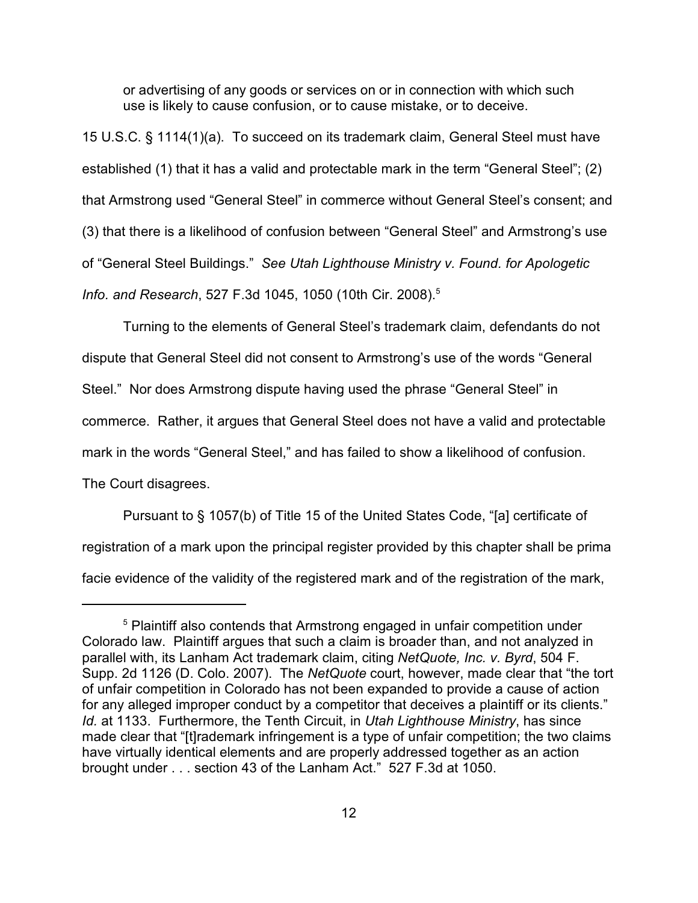> or advertising of any goods or services on or in connection with which such use is likely to cause confusion, or to cause mistake, or to deceive.

15 U.S.C. § 1114(1)(a). To succeed on its trademark claim, General Steel must have established (1) that it has a valid and protectable mark in the term "General Steel"; (2) that Armstrong used "General Steel" in commerce without General Steel's consent; and (3) that there is a likelihood of confusion between "General Steel" and Armstrong's use of "General Steel Buildings." *See Utah Lighthouse Ministry v. Found. for Apologetic Info. and Research*, 527 F.3d 1045, 1050 (10th Cir. 2008).[5]

Turning to the elements of General Steel's trademark claim, defendants do not dispute that General Steel did not consent to Armstrong's use of the words "General Steel." Nor does Armstrong dispute having used the phrase "General Steel" in commerce. Rather, it argues that General Steel does not have a valid and protectable mark in the words "General Steel," and has failed to show a likelihood of confusion. The Court disagrees.

Pursuant to § 1057(b) of Title 15 of the United States Code, "[a] certificate of registration of a mark upon the principal register provided by this chapter shall be prima facie evidence of the validity of the registered mark and of the registration of the mark,

---

[5] Plaintiff also contends that Armstrong engaged in unfair competition under Colorado law. Plaintiff argues that such a claim is broader than, and not analyzed in parallel with, its Lanham Act trademark claim, citing *NetQuote, Inc. v. Byrd*, 504 F. Supp. 2d 1126 (D. Colo. 2007). The *NetQuote* court, however, made clear that "the tort of unfair competition in Colorado has not been expanded to provide a cause of action for any alleged improper conduct by a competitor that deceives a plaintiff or its clients." *Id.* at 1133. Furthermore, the Tenth Circuit, in *Utah Lighthouse Ministry*, has since made clear that "[t]rademark infringement is a type of unfair competition; the two claims have virtually identical elements and are properly addressed together as an action brought under . . . section 43 of the Lanham Act." 527 F.3d at 1050.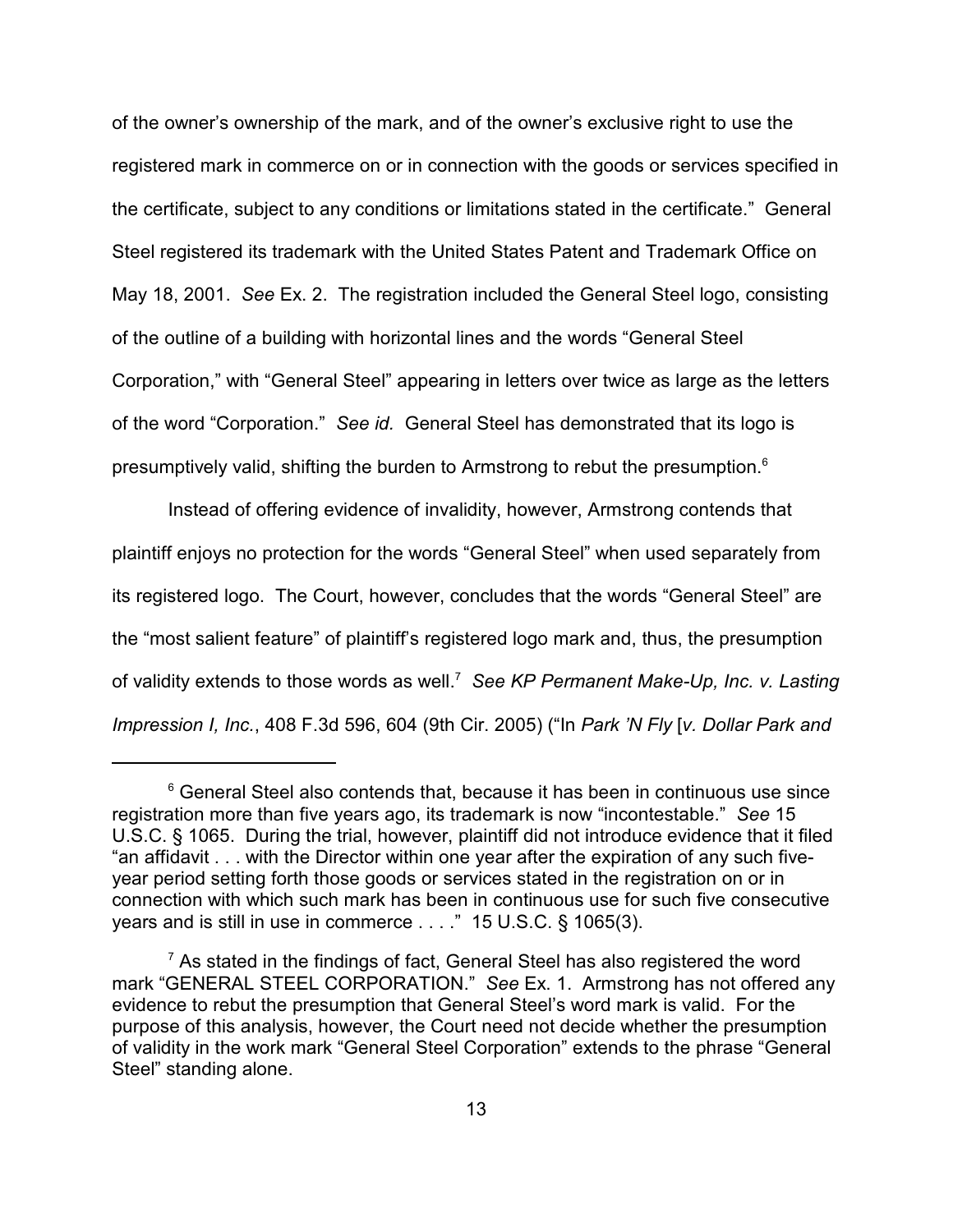of the owner's ownership of the mark, and of the owner's exclusive right to use the registered mark in commerce on or in connection with the goods or services specified in the certificate, subject to any conditions or limitations stated in the certificate." General Steel registered its trademark with the United States Patent and Trademark Office on May 18, 2001. *See* Ex. 2. The registration included the General Steel logo, consisting of the outline of a building with horizontal lines and the words "General Steel Corporation," with "General Steel" appearing in letters over twice as large as the letters of the word "Corporation." *See id.* General Steel has demonstrated that its logo is presumptively valid, shifting the burden to Armstrong to rebut the presumption.[6]

Instead of offering evidence of invalidity, however, Armstrong contends that plaintiff enjoys no protection for the words "General Steel" when used separately from its registered logo. The Court, however, concludes that the words "General Steel" are the "most salient feature" of plaintiff's registered logo mark and, thus, the presumption of validity extends to those words as well.[7] *See KP Permanent Make-Up, Inc. v. Lasting Impression I, Inc.*, 408 F.3d 596, 604 (9th Cir. 2005) ("In *Park 'N Fly* [*v. Dollar Park and*

---

[6] General Steel also contends that, because it has been in continuous use since registration more than five years ago, its trademark is now "incontestable." *See* 15 U.S.C. § 1065. During the trial, however, plaintiff did not introduce evidence that it filed "an affidavit . . . with the Director within one year after the expiration of any such five-year period setting forth those goods or services stated in the registration on or in connection with which such mark has been in continuous use for such five consecutive years and is still in use in commerce . . . ." 15 U.S.C. § 1065(3).

[7] As stated in the findings of fact, General Steel has also registered the word mark "GENERAL STEEL CORPORATION." *See* Ex. 1. Armstrong has not offered any evidence to rebut the presumption that General Steel's word mark is valid. For the purpose of this analysis, however, the Court need not decide whether the presumption of validity in the work mark "General Steel Corporation" extends to the phrase "General Steel" standing alone.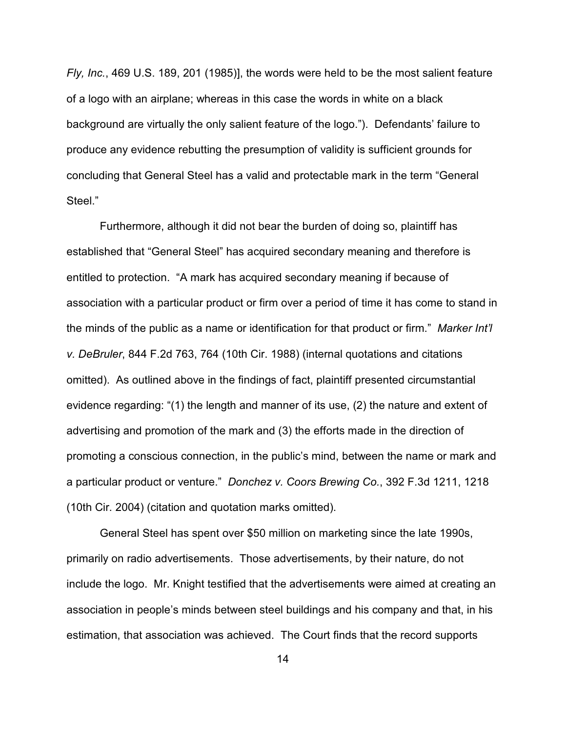*Fly, Inc.*, 469 U.S. 189, 201 (1985)], the words were held to be the most salient feature of a logo with an airplane; whereas in this case the words in white on a black background are virtually the only salient feature of the logo."). Defendants' failure to produce any evidence rebutting the presumption of validity is sufficient grounds for concluding that General Steel has a valid and protectable mark in the term "General Steel."

Furthermore, although it did not bear the burden of doing so, plaintiff has established that "General Steel" has acquired secondary meaning and therefore is entitled to protection. "A mark has acquired secondary meaning if because of association with a particular product or firm over a period of time it has come to stand in the minds of the public as a name or identification for that product or firm." *Marker Int'l v. DeBruler*, 844 F.2d 763, 764 (10th Cir. 1988) (internal quotations and citations omitted). As outlined above in the findings of fact, plaintiff presented circumstantial evidence regarding: "(1) the length and manner of its use, (2) the nature and extent of advertising and promotion of the mark and (3) the efforts made in the direction of promoting a conscious connection, in the public's mind, between the name or mark and a particular product or venture." *Donchez v. Coors Brewing Co.*, 392 F.3d 1211, 1218 (10th Cir. 2004) (citation and quotation marks omitted).

General Steel has spent over $50 million on marketing since the late 1990s, primarily on radio advertisements. Those advertisements, by their nature, do not include the logo. Mr. Knight testified that the advertisements were aimed at creating an association in people's minds between steel buildings and his company and that, in his estimation, that association was achieved. The Court finds that the record supports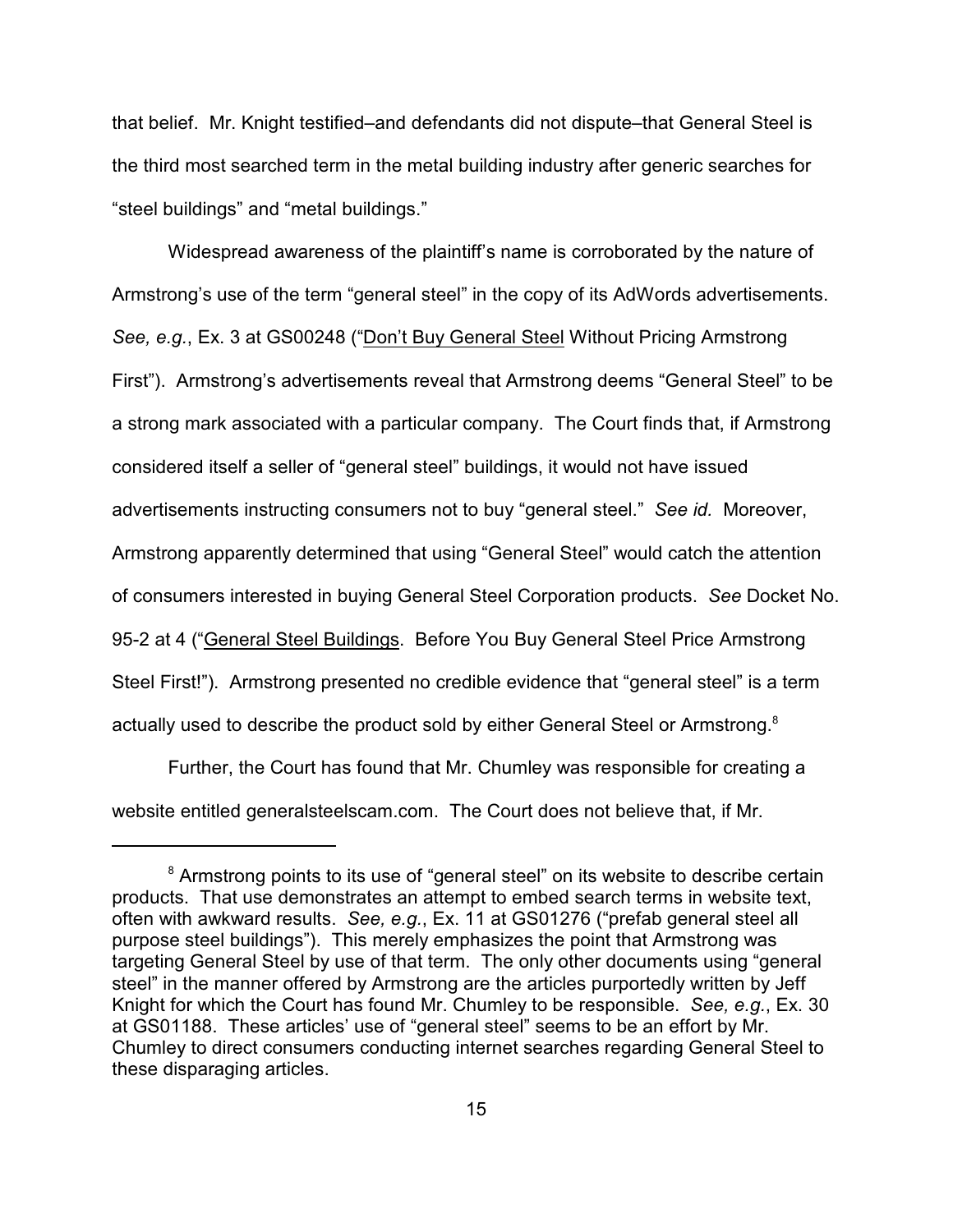that belief. Mr. Knight testified–and defendants did not dispute–that General Steel is the third most searched term in the metal building industry after generic searches for "steel buildings" and "metal buildings."

Widespread awareness of the plaintiff's name is corroborated by the nature of Armstrong's use of the term "general steel" in the copy of its AdWords advertisements. *See, e.g.*, Ex. 3 at GS00248 ("Don't Buy General Steel Without Pricing Armstrong First"). Armstrong's advertisements reveal that Armstrong deems "General Steel" to be a strong mark associated with a particular company. The Court finds that, if Armstrong considered itself a seller of "general steel" buildings, it would not have issued advertisements instructing consumers not to buy "general steel." *See id.* Moreover, Armstrong apparently determined that using "General Steel" would catch the attention of consumers interested in buying General Steel Corporation products. *See* Docket No. 95-2 at 4 ("General Steel Buildings. Before You Buy General Steel Price Armstrong Steel First!"). Armstrong presented no credible evidence that "general steel" is a term actually used to describe the product sold by either General Steel or Armstrong.[8]

Further, the Court has found that Mr. Chumley was responsible for creating a website entitled generalsteelscam.com. The Court does not believe that, if Mr.

---

[8] Armstrong points to its use of "general steel" on its website to describe certain products. That use demonstrates an attempt to embed search terms in website text, often with awkward results. *See, e.g.*, Ex. 11 at GS01276 ("prefab general steel all purpose steel buildings"). This merely emphasizes the point that Armstrong was targeting General Steel by use of that term. The only other documents using "general steel" in the manner offered by Armstrong are the articles purportedly written by Jeff Knight for which the Court has found Mr. Chumley to be responsible. *See, e.g.*, Ex. 30 at GS01188. These articles' use of "general steel" seems to be an effort by Mr. Chumley to direct consumers conducting internet searches regarding General Steel to these disparaging articles.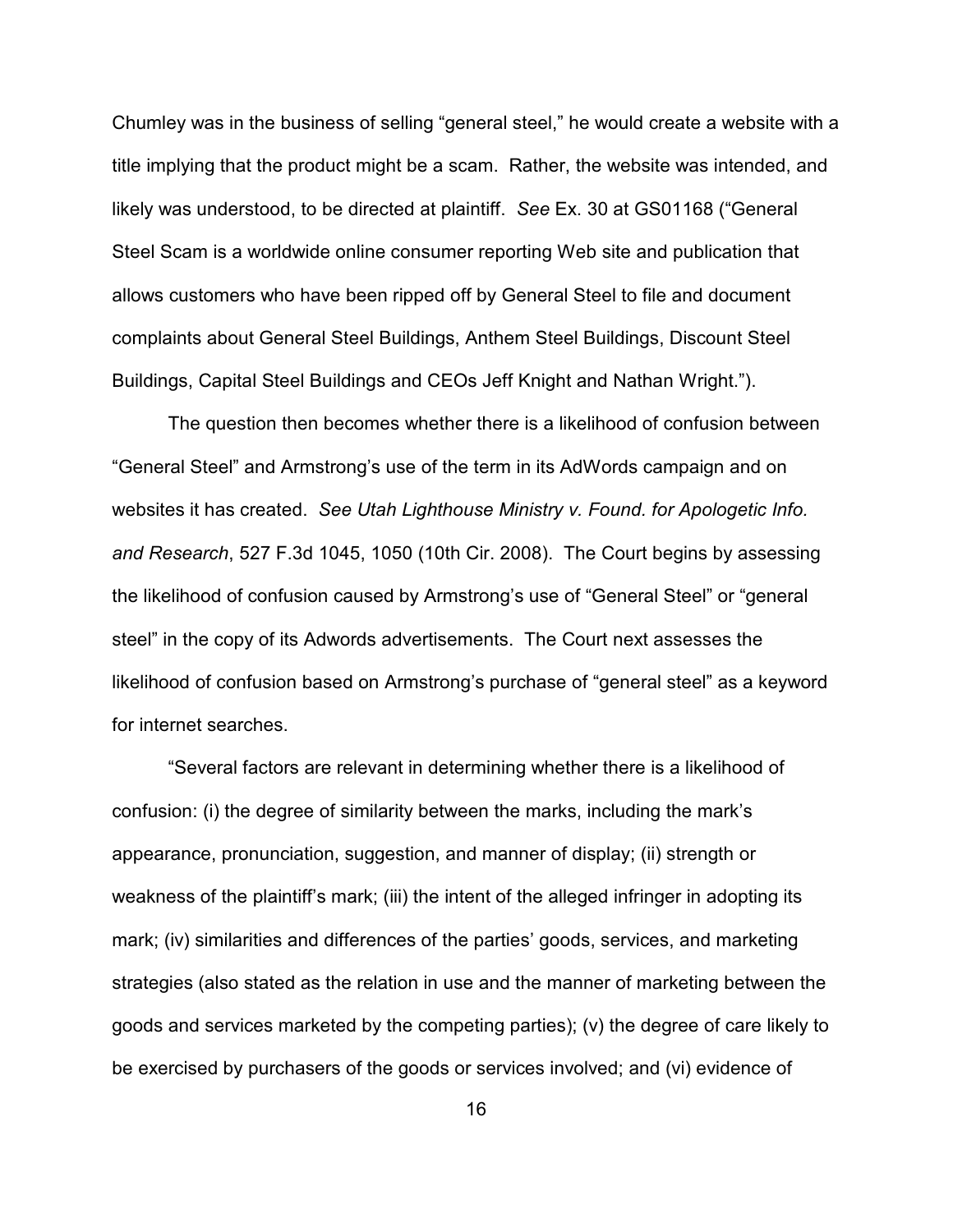Chumley was in the business of selling "general steel," he would create a website with a title implying that the product might be a scam. Rather, the website was intended, and likely was understood, to be directed at plaintiff. *See* Ex. 30 at GS01168 ("General Steel Scam is a worldwide online consumer reporting Web site and publication that allows customers who have been ripped off by General Steel to file and document complaints about General Steel Buildings, Anthem Steel Buildings, Discount Steel Buildings, Capital Steel Buildings and CEOs Jeff Knight and Nathan Wright.").

The question then becomes whether there is a likelihood of confusion between "General Steel" and Armstrong's use of the term in its AdWords campaign and on websites it has created. *See Utah Lighthouse Ministry v. Found. for Apologetic Info. and Research*, 527 F.3d 1045, 1050 (10th Cir. 2008). The Court begins by assessing the likelihood of confusion caused by Armstrong's use of "General Steel" or "general steel" in the copy of its Adwords advertisements. The Court next assesses the likelihood of confusion based on Armstrong's purchase of "general steel" as a keyword for internet searches.

"Several factors are relevant in determining whether there is a likelihood of confusion: (i) the degree of similarity between the marks, including the mark's appearance, pronunciation, suggestion, and manner of display; (ii) strength or weakness of the plaintiff's mark; (iii) the intent of the alleged infringer in adopting its mark; (iv) similarities and differences of the parties' goods, services, and marketing strategies (also stated as the relation in use and the manner of marketing between the goods and services marketed by the competing parties); (v) the degree of care likely to be exercised by purchasers of the goods or services involved; and (vi) evidence of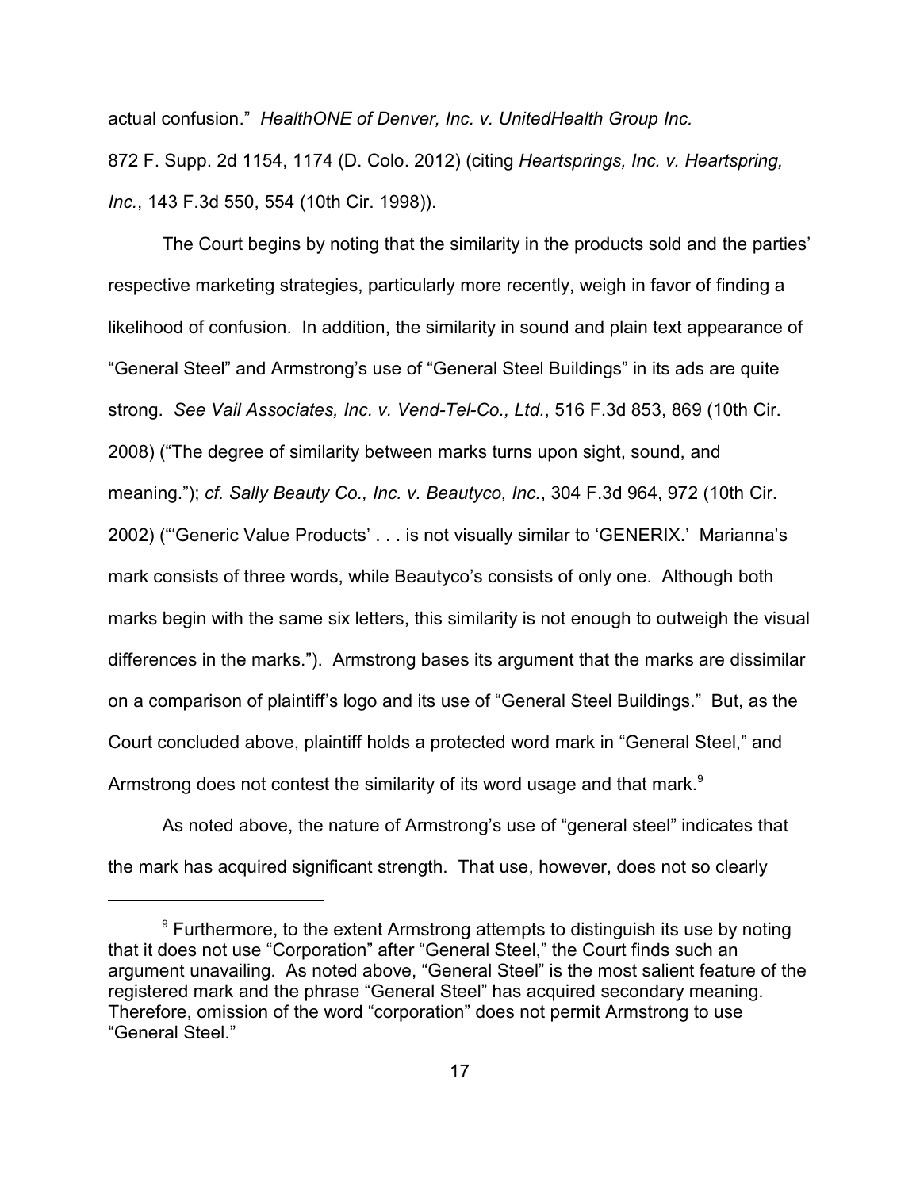actual confusion." *HealthONE of Denver, Inc. v. UnitedHealth Group Inc.* 872 F. Supp. 2d 1154, 1174 (D. Colo. 2012) (citing *Heartsprings, Inc. v. Heartspring, Inc.*, 143 F.3d 550, 554 (10th Cir. 1998)).

The Court begins by noting that the similarity in the products sold and the parties' respective marketing strategies, particularly more recently, weigh in favor of finding a likelihood of confusion. In addition, the similarity in sound and plain text appearance of "General Steel" and Armstrong's use of "General Steel Buildings" in its ads are quite strong. *See Vail Associates, Inc. v. Vend-Tel-Co., Ltd.*, 516 F.3d 853, 869 (10th Cir. 2008) ("The degree of similarity between marks turns upon sight, sound, and meaning."); *cf. Sally Beauty Co., Inc. v. Beautyco, Inc.*, 304 F.3d 964, 972 (10th Cir. 2002) ("'Generic Value Products' . . . is not visually similar to 'GENERIX.' Marianna's mark consists of three words, while Beautyco's consists of only one. Although both marks begin with the same six letters, this similarity is not enough to outweigh the visual differences in the marks."). Armstrong bases its argument that the marks are dissimilar on a comparison of plaintiff's logo and its use of "General Steel Buildings." But, as the Court concluded above, plaintiff holds a protected word mark in "General Steel," and Armstrong does not contest the similarity of its word usage and that mark.[9]

As noted above, the nature of Armstrong's use of "general steel" indicates that the mark has acquired significant strength. That use, however, does not so clearly

---

[9] Furthermore, to the extent Armstrong attempts to distinguish its use by noting that it does not use "Corporation" after "General Steel," the Court finds such an argument unavailing. As noted above, "General Steel" is the most salient feature of the registered mark and the phrase "General Steel" has acquired secondary meaning. Therefore, omission of the word "corporation" does not permit Armstrong to use "General Steel."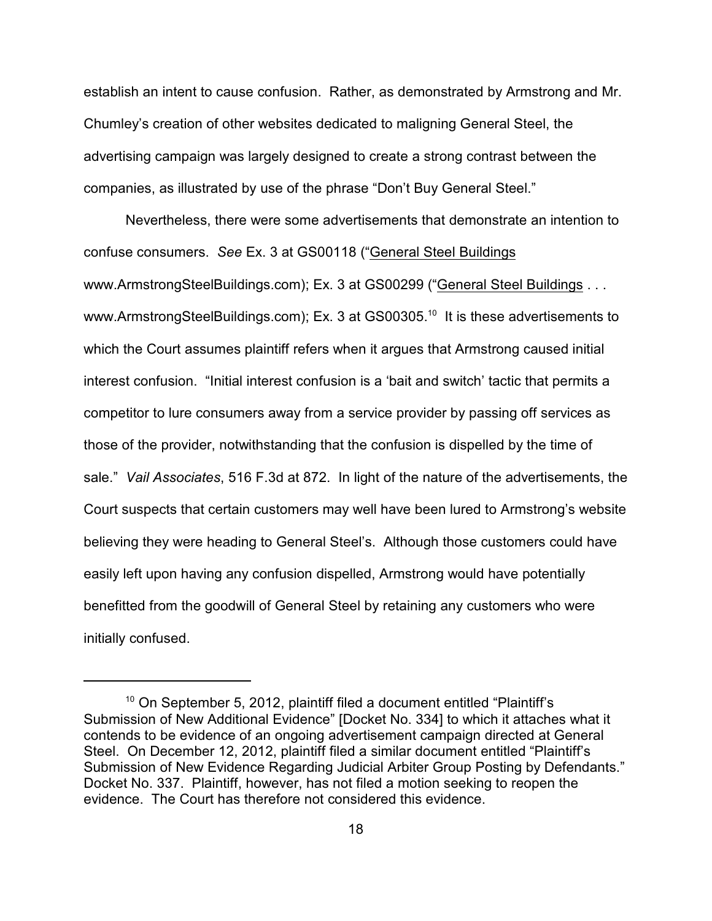establish an intent to cause confusion. Rather, as demonstrated by Armstrong and Mr. Chumley's creation of other websites dedicated to maligning General Steel, the advertising campaign was largely designed to create a strong contrast between the companies, as illustrated by use of the phrase "Don't Buy General Steel."

Nevertheless, there were some advertisements that demonstrate an intention to confuse consumers. *See* Ex. 3 at GS00118 ("<u>General Steel Buildings</u> www.ArmstrongSteelBuildings.com); Ex. 3 at GS00299 ("<u>General Steel Buildings</u> . . . www.ArmstrongSteelBuildings.com); Ex. 3 at GS00305.[10] It is these advertisements to which the Court assumes plaintiff refers when it argues that Armstrong caused initial interest confusion. "Initial interest confusion is a 'bait and switch' tactic that permits a competitor to lure consumers away from a service provider by passing off services as those of the provider, notwithstanding that the confusion is dispelled by the time of sale." *Vail Associates*, 516 F.3d at 872. In light of the nature of the advertisements, the Court suspects that certain customers may well have been lured to Armstrong's website believing they were heading to General Steel's. Although those customers could have easily left upon having any confusion dispelled, Armstrong would have potentially benefitted from the goodwill of General Steel by retaining any customers who were initially confused.

---

[10] On September 5, 2012, plaintiff filed a document entitled "Plaintiff's Submission of New Additional Evidence" [Docket No. 334] to which it attaches what it contends to be evidence of an ongoing advertisement campaign directed at General Steel. On December 12, 2012, plaintiff filed a similar document entitled "Plaintiff's Submission of New Evidence Regarding Judicial Arbiter Group Posting by Defendants." Docket No. 337. Plaintiff, however, has not filed a motion seeking to reopen the evidence. The Court has therefore not considered this evidence.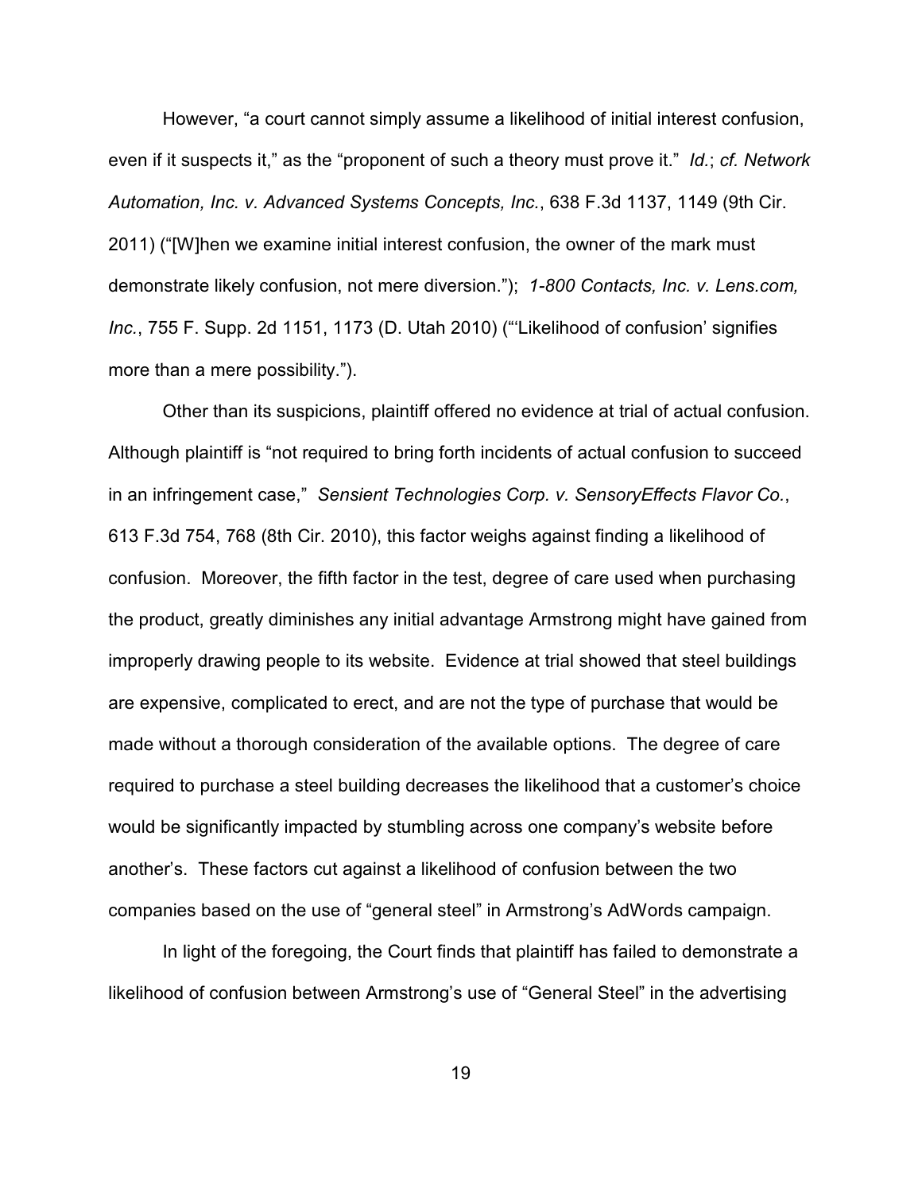However, "a court cannot simply assume a likelihood of initial interest confusion, even if it suspects it," as the "proponent of such a theory must prove it." *Id.*; *cf. Network Automation, Inc. v. Advanced Systems Concepts, Inc.*, 638 F.3d 1137, 1149 (9th Cir. 2011) ("[W]hen we examine initial interest confusion, the owner of the mark must demonstrate likely confusion, not mere diversion."); *1-800 Contacts, Inc. v. Lens.com, Inc.*, 755 F. Supp. 2d 1151, 1173 (D. Utah 2010) ("'Likelihood of confusion' signifies more than a mere possibility.").

Other than its suspicions, plaintiff offered no evidence at trial of actual confusion. Although plaintiff is "not required to bring forth incidents of actual confusion to succeed in an infringement case," *Sensient Technologies Corp. v. SensoryEffects Flavor Co.*, 613 F.3d 754, 768 (8th Cir. 2010), this factor weighs against finding a likelihood of confusion. Moreover, the fifth factor in the test, degree of care used when purchasing the product, greatly diminishes any initial advantage Armstrong might have gained from improperly drawing people to its website. Evidence at trial showed that steel buildings are expensive, complicated to erect, and are not the type of purchase that would be made without a thorough consideration of the available options. The degree of care required to purchase a steel building decreases the likelihood that a customer's choice would be significantly impacted by stumbling across one company's website before another's. These factors cut against a likelihood of confusion between the two companies based on the use of "general steel" in Armstrong's AdWords campaign.

In light of the foregoing, the Court finds that plaintiff has failed to demonstrate a likelihood of confusion between Armstrong's use of "General Steel" in the advertising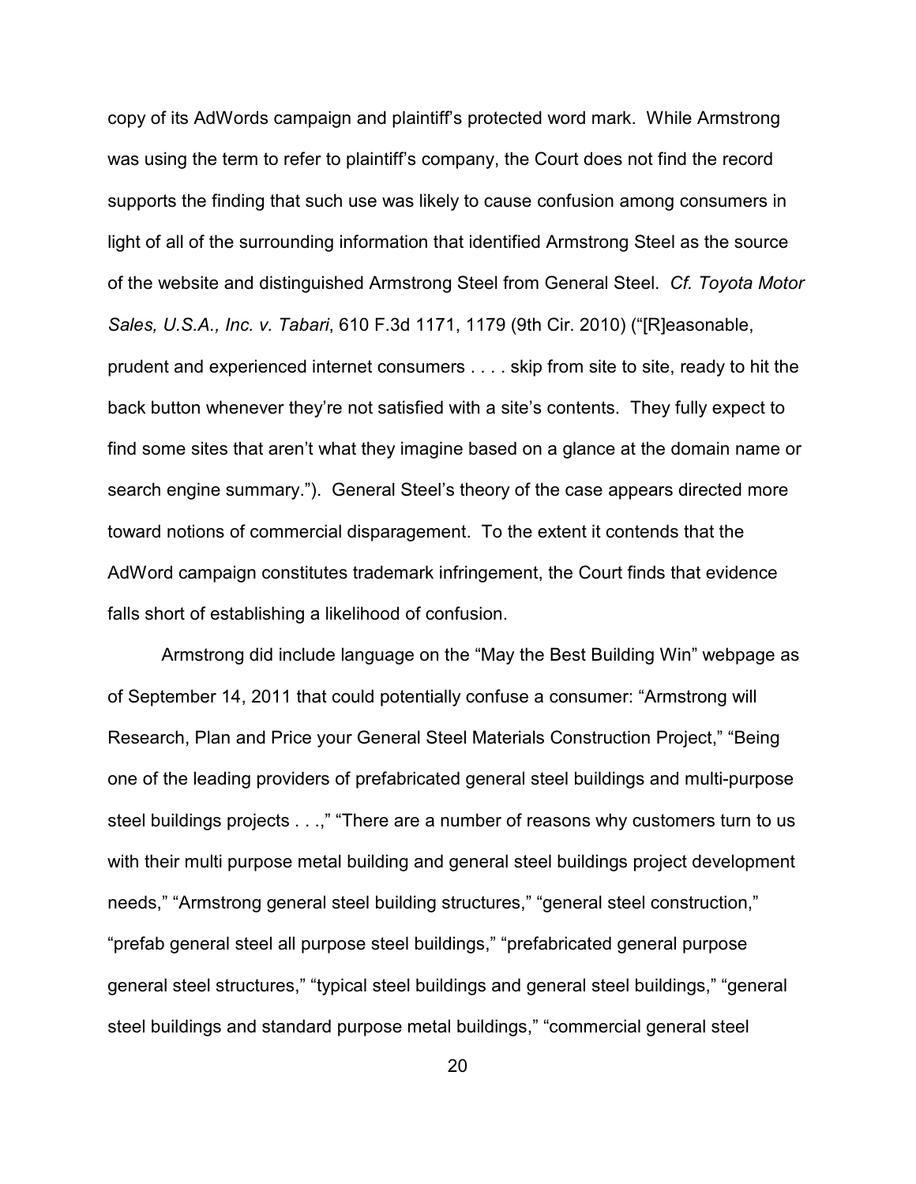copy of its AdWords campaign and plaintiff's protected word mark. While Armstrong was using the term to refer to plaintiff's company, the Court does not find the record supports the finding that such use was likely to cause confusion among consumers in light of all of the surrounding information that identified Armstrong Steel as the source of the website and distinguished Armstrong Steel from General Steel. *Cf. Toyota Motor Sales, U.S.A., Inc. v. Tabari*, 610 F.3d 1171, 1179 (9th Cir. 2010) ("[R]easonable, prudent and experienced internet consumers . . . . skip from site to site, ready to hit the back button whenever they're not satisfied with a site's contents. They fully expect to find some sites that aren't what they imagine based on a glance at the domain name or search engine summary."). General Steel's theory of the case appears directed more toward notions of commercial disparagement. To the extent it contends that the AdWord campaign constitutes trademark infringement, the Court finds that evidence falls short of establishing a likelihood of confusion.

Armstrong did include language on the "May the Best Building Win" webpage as of September 14, 2011 that could potentially confuse a consumer: "Armstrong will Research, Plan and Price your General Steel Materials Construction Project," "Being one of the leading providers of prefabricated general steel buildings and multi-purpose steel buildings projects . . .," "There are a number of reasons why customers turn to us with their multi purpose metal building and general steel buildings project development needs," "Armstrong general steel building structures," "general steel construction," "prefab general steel all purpose steel buildings," "prefabricated general purpose general steel structures," "typical steel buildings and general steel buildings," "general steel buildings and standard purpose metal buildings," "commercial general steel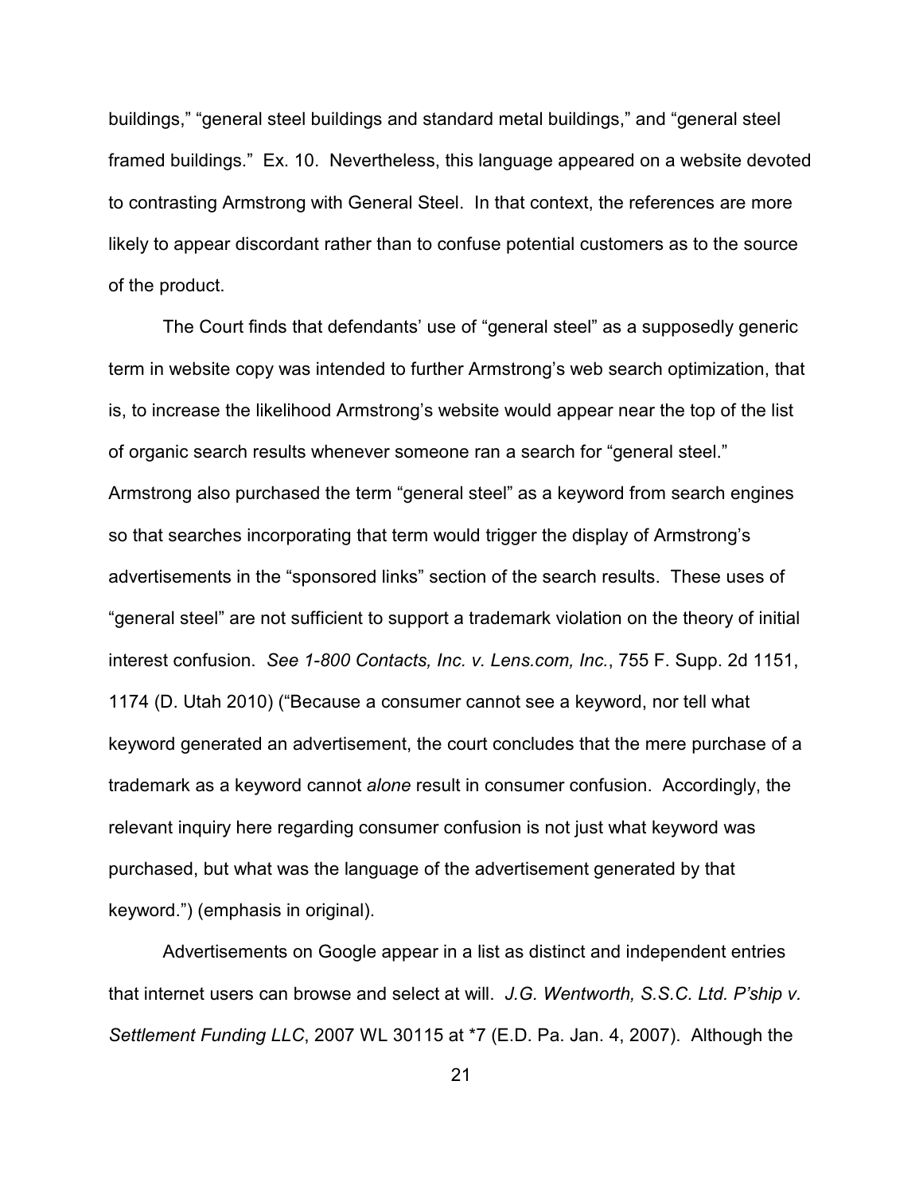buildings," "general steel buildings and standard metal buildings," and "general steel framed buildings." Ex. 10. Nevertheless, this language appeared on a website devoted to contrasting Armstrong with General Steel. In that context, the references are more likely to appear discordant rather than to confuse potential customers as to the source of the product.

The Court finds that defendants' use of "general steel" as a supposedly generic term in website copy was intended to further Armstrong's web search optimization, that is, to increase the likelihood Armstrong's website would appear near the top of the list of organic search results whenever someone ran a search for "general steel." Armstrong also purchased the term "general steel" as a keyword from search engines so that searches incorporating that term would trigger the display of Armstrong's advertisements in the "sponsored links" section of the search results. These uses of "general steel" are not sufficient to support a trademark violation on the theory of initial interest confusion. *See 1-800 Contacts, Inc. v. Lens.com, Inc.*, 755 F. Supp. 2d 1151, 1174 (D. Utah 2010) ("Because a consumer cannot see a keyword, nor tell what keyword generated an advertisement, the court concludes that the mere purchase of a trademark as a keyword cannot *alone* result in consumer confusion. Accordingly, the relevant inquiry here regarding consumer confusion is not just what keyword was purchased, but what was the language of the advertisement generated by that keyword.") (emphasis in original).

Advertisements on Google appear in a list as distinct and independent entries that internet users can browse and select at will. *J.G. Wentworth, S.S.C. Ltd. P'ship v. Settlement Funding LLC*, 2007 WL 30115 at *7 (E.D. Pa. Jan. 4, 2007). Although the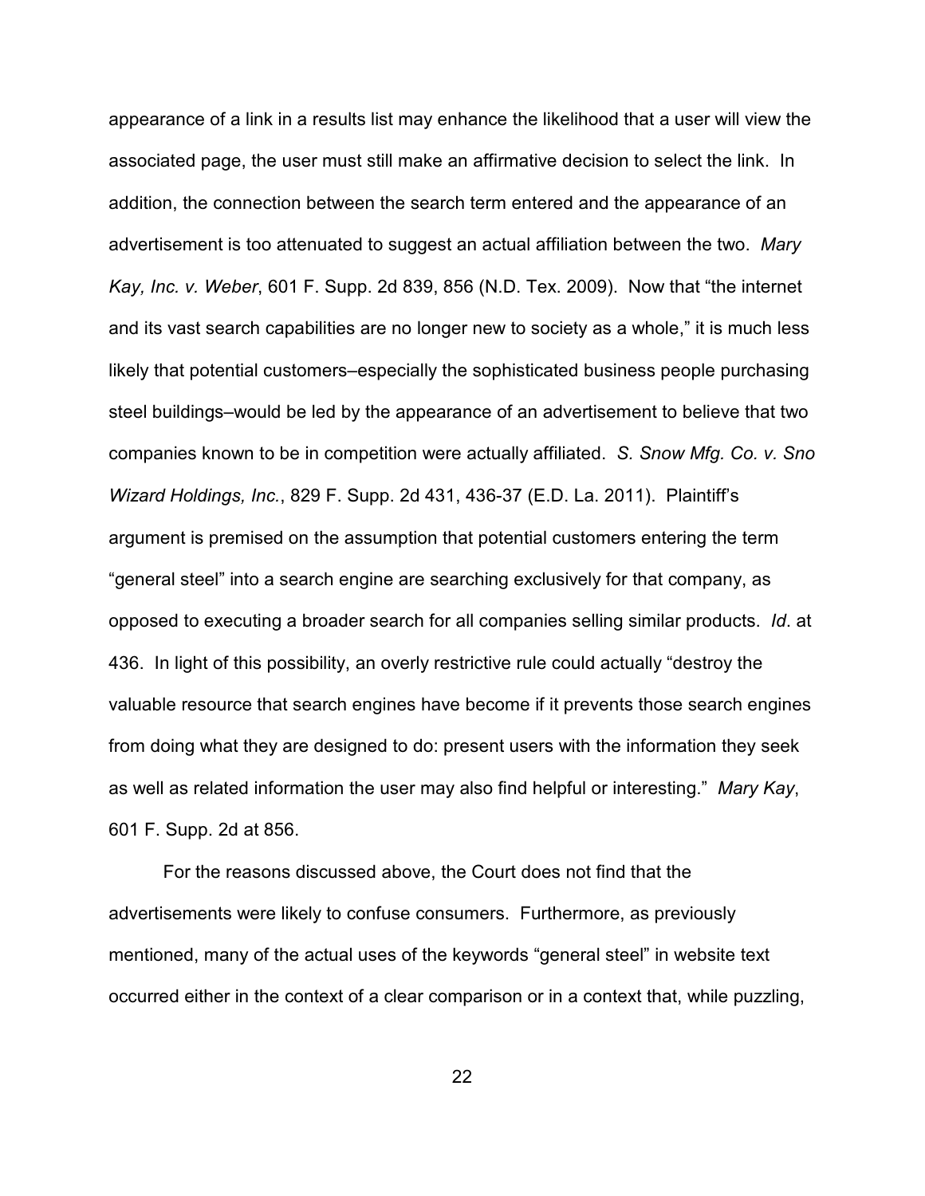appearance of a link in a results list may enhance the likelihood that a user will view the associated page, the user must still make an affirmative decision to select the link. In addition, the connection between the search term entered and the appearance of an advertisement is too attenuated to suggest an actual affiliation between the two. *Mary Kay, Inc. v. Weber*, 601 F. Supp. 2d 839, 856 (N.D. Tex. 2009). Now that "the internet and its vast search capabilities are no longer new to society as a whole," it is much less likely that potential customers–especially the sophisticated business people purchasing steel buildings–would be led by the appearance of an advertisement to believe that two companies known to be in competition were actually affiliated. *S. Snow Mfg. Co. v. Sno Wizard Holdings, Inc.*, 829 F. Supp. 2d 431, 436-37 (E.D. La. 2011). Plaintiff's argument is premised on the assumption that potential customers entering the term "general steel" into a search engine are searching exclusively for that company, as opposed to executing a broader search for all companies selling similar products. *Id*. at 436. In light of this possibility, an overly restrictive rule could actually "destroy the valuable resource that search engines have become if it prevents those search engines from doing what they are designed to do: present users with the information they seek as well as related information the user may also find helpful or interesting." *Mary Kay*, 601 F. Supp. 2d at 856.

For the reasons discussed above, the Court does not find that the advertisements were likely to confuse consumers. Furthermore, as previously mentioned, many of the actual uses of the keywords "general steel" in website text occurred either in the context of a clear comparison or in a context that, while puzzling,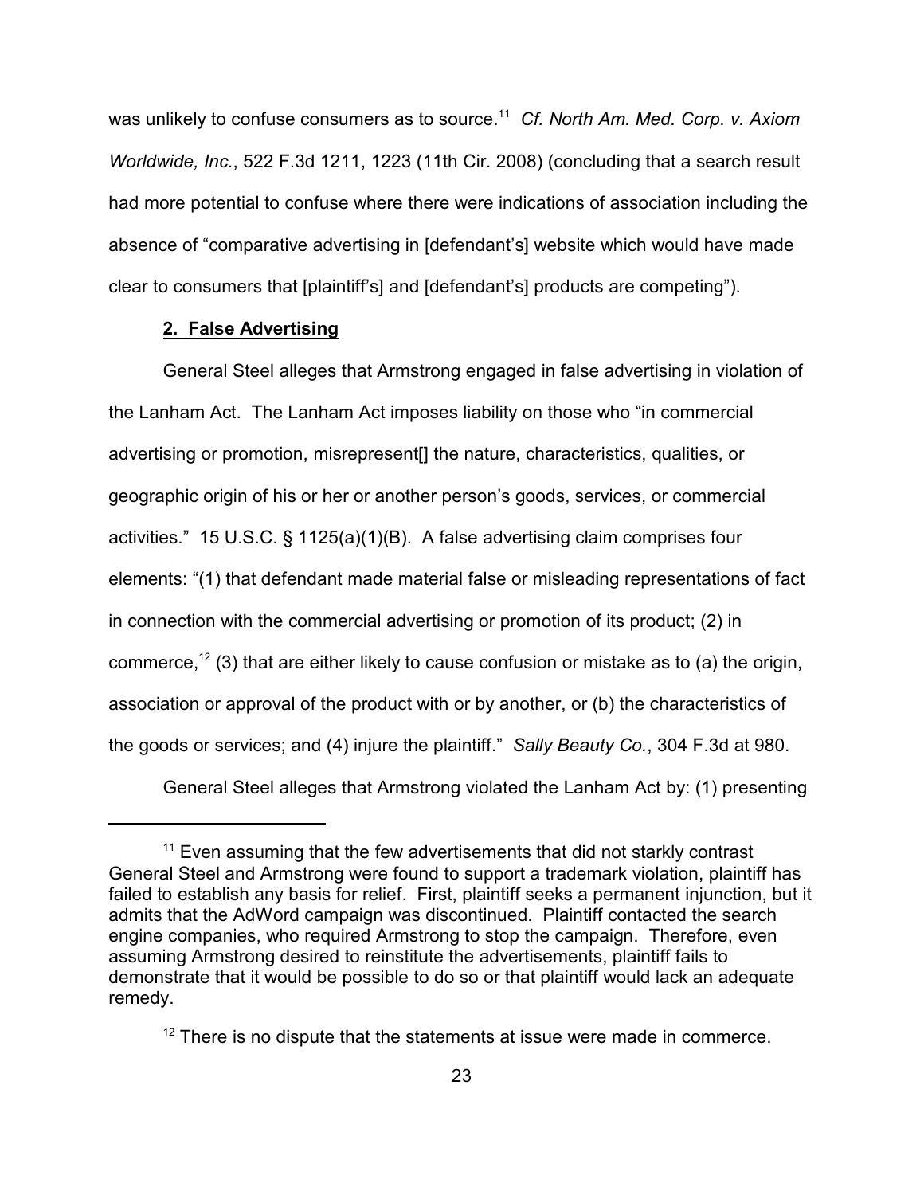was unlikely to confuse consumers as to source.[11] *Cf. North Am. Med. Corp. v. Axiom Worldwide, Inc.*, 522 F.3d 1211, 1223 (11th Cir. 2008) (concluding that a search result had more potential to confuse where there were indications of association including the absence of "comparative advertising in [defendant's] website which would have made clear to consumers that [plaintiff's] and [defendant's] products are competing").

**2. False Advertising**

General Steel alleges that Armstrong engaged in false advertising in violation of the Lanham Act. The Lanham Act imposes liability on those who "in commercial advertising or promotion, misrepresent[] the nature, characteristics, qualities, or geographic origin of his or her or another person's goods, services, or commercial activities." 15 U.S.C. § 1125(a)(1)(B). A false advertising claim comprises four elements: "(1) that defendant made material false or misleading representations of fact in connection with the commercial advertising or promotion of its product; (2) in commerce,[12] (3) that are either likely to cause confusion or mistake as to (a) the origin, association or approval of the product with or by another, or (b) the characteristics of the goods or services; and (4) injure the plaintiff." *Sally Beauty Co.*, 304 F.3d at 980.

General Steel alleges that Armstrong violated the Lanham Act by: (1) presenting

---

[11] Even assuming that the few advertisements that did not starkly contrast General Steel and Armstrong were found to support a trademark violation, plaintiff has failed to establish any basis for relief. First, plaintiff seeks a permanent injunction, but it admits that the AdWord campaign was discontinued. Plaintiff contacted the search engine companies, who required Armstrong to stop the campaign. Therefore, even assuming Armstrong desired to reinstitute the advertisements, plaintiff fails to demonstrate that it would be possible to do so or that plaintiff would lack an adequate remedy.

[12] There is no dispute that the statements at issue were made in commerce.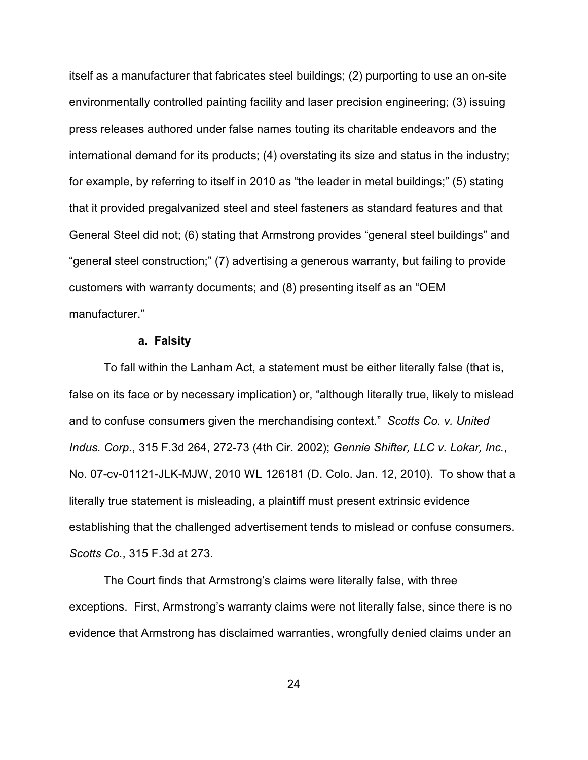itself as a manufacturer that fabricates steel buildings; (2) purporting to use an on-site environmentally controlled painting facility and laser precision engineering; (3) issuing press releases authored under false names touting its charitable endeavors and the international demand for its products; (4) overstating its size and status in the industry; for example, by referring to itself in 2010 as "the leader in metal buildings;" (5) stating that it provided pregalvanized steel and steel fasteners as standard features and that General Steel did not; (6) stating that Armstrong provides "general steel buildings" and "general steel construction;" (7) advertising a generous warranty, but failing to provide customers with warranty documents; and (8) presenting itself as an "OEM manufacturer."

**a. Falsity**

To fall within the Lanham Act, a statement must be either literally false (that is, false on its face or by necessary implication) or, "although literally true, likely to mislead and to confuse consumers given the merchandising context." *Scotts Co. v. United Indus. Corp.*, 315 F.3d 264, 272-73 (4th Cir. 2002); *Gennie Shifter, LLC v. Lokar, Inc.*, No. 07-cv-01121-JLK-MJW, 2010 WL 126181 (D. Colo. Jan. 12, 2010). To show that a literally true statement is misleading, a plaintiff must present extrinsic evidence establishing that the challenged advertisement tends to mislead or confuse consumers. *Scotts Co.*, 315 F.3d at 273.

The Court finds that Armstrong's claims were literally false, with three exceptions. First, Armstrong's warranty claims were not literally false, since there is no evidence that Armstrong has disclaimed warranties, wrongfully denied claims under an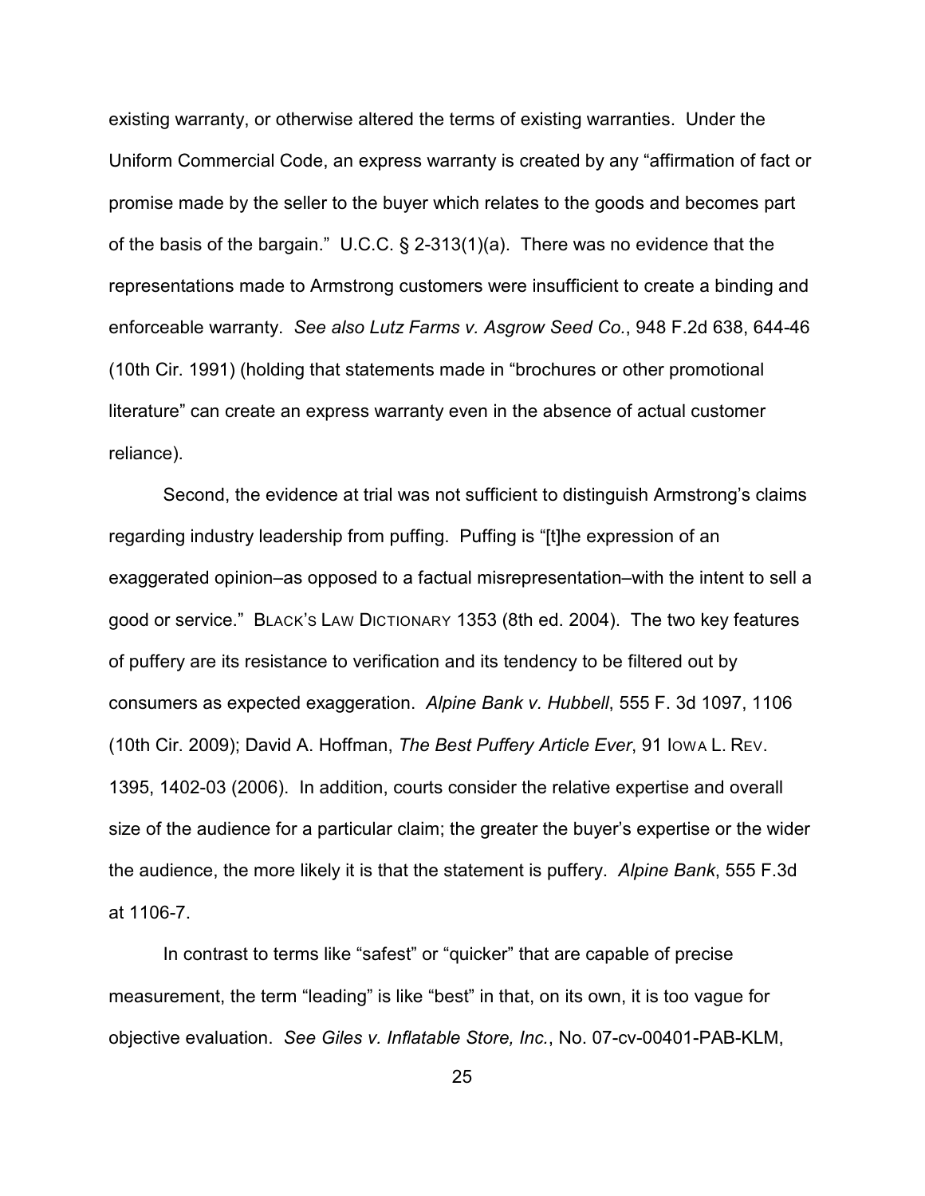existing warranty, or otherwise altered the terms of existing warranties. Under the Uniform Commercial Code, an express warranty is created by any "affirmation of fact or promise made by the seller to the buyer which relates to the goods and becomes part of the basis of the bargain." U.C.C. § 2-313(1)(a). There was no evidence that the representations made to Armstrong customers were insufficient to create a binding and enforceable warranty. *See also Lutz Farms v. Asgrow Seed Co.*, 948 F.2d 638, 644-46 (10th Cir. 1991) (holding that statements made in "brochures or other promotional literature" can create an express warranty even in the absence of actual customer reliance).

Second, the evidence at trial was not sufficient to distinguish Armstrong's claims regarding industry leadership from puffing. Puffing is "[t]he expression of an exaggerated opinion–as opposed to a factual misrepresentation–with the intent to sell a good or service." BLACK'S LAW DICTIONARY 1353 (8th ed. 2004). The two key features of puffery are its resistance to verification and its tendency to be filtered out by consumers as expected exaggeration. *Alpine Bank v. Hubbell*, 555 F. 3d 1097, 1106 (10th Cir. 2009); David A. Hoffman, *The Best Puffery Article Ever*, 91 IOWA L. REV. 1395, 1402-03 (2006). In addition, courts consider the relative expertise and overall size of the audience for a particular claim; the greater the buyer's expertise or the wider the audience, the more likely it is that the statement is puffery. *Alpine Bank*, 555 F.3d at 1106-7.

In contrast to terms like "safest" or "quicker" that are capable of precise measurement, the term "leading" is like "best" in that, on its own, it is too vague for objective evaluation. *See Giles v. Inflatable Store, Inc.*, No. 07-cv-00401-PAB-KLM,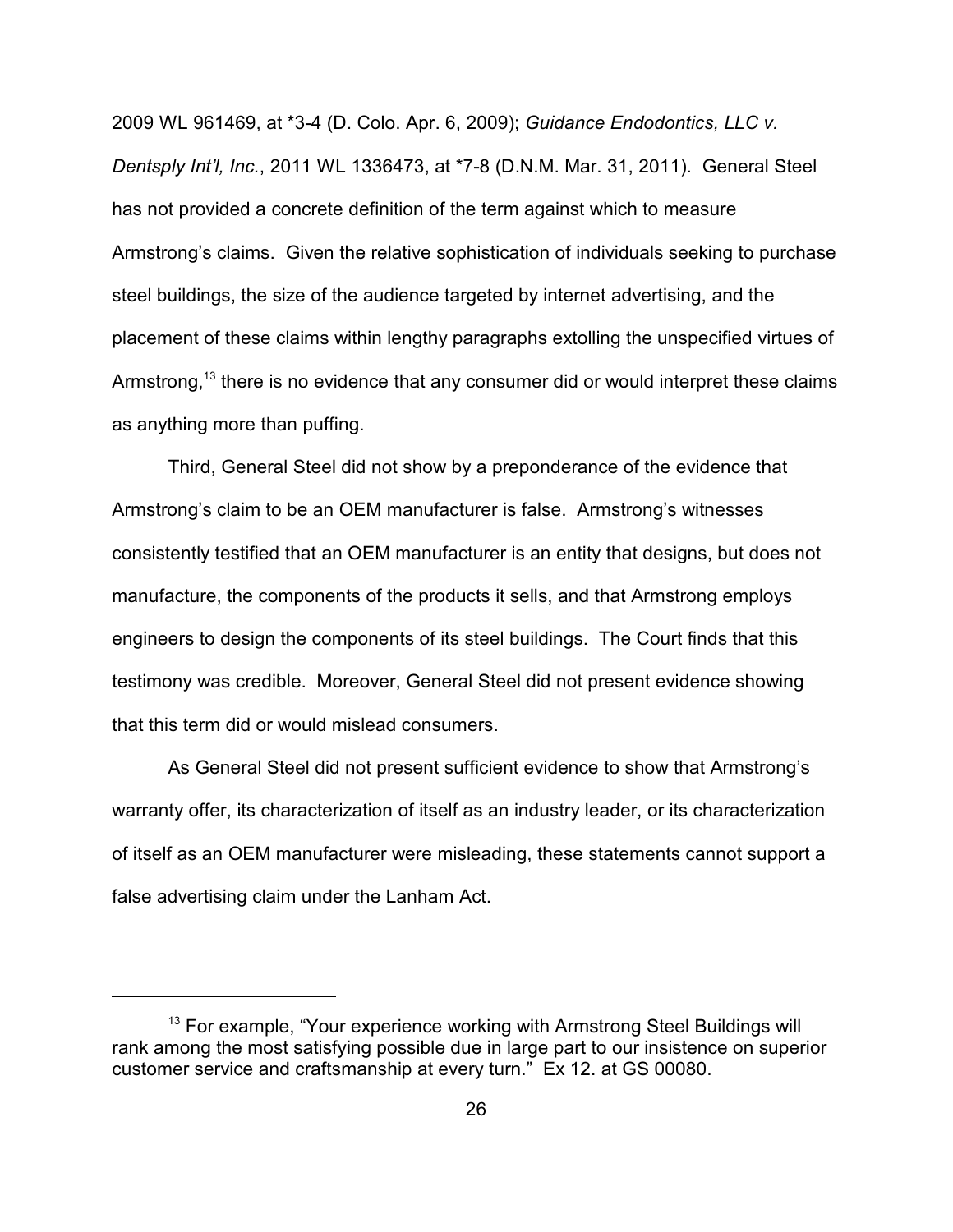2009 WL 961469, at *3-4 (D. Colo. Apr. 6, 2009); *Guidance Endodontics, LLC v. Dentsply Int'l, Inc.*, 2011 WL 1336473, at *7-8 (D.N.M. Mar. 31, 2011). General Steel has not provided a concrete definition of the term against which to measure Armstrong's claims. Given the relative sophistication of individuals seeking to purchase steel buildings, the size of the audience targeted by internet advertising, and the placement of these claims within lengthy paragraphs extolling the unspecified virtues of Armstrong,[13] there is no evidence that any consumer did or would interpret these claims as anything more than puffing.

Third, General Steel did not show by a preponderance of the evidence that Armstrong's claim to be an OEM manufacturer is false. Armstrong's witnesses consistently testified that an OEM manufacturer is an entity that designs, but does not manufacture, the components of the products it sells, and that Armstrong employs engineers to design the components of its steel buildings. The Court finds that this testimony was credible. Moreover, General Steel did not present evidence showing that this term did or would mislead consumers.

As General Steel did not present sufficient evidence to show that Armstrong's warranty offer, its characterization of itself as an industry leader, or its characterization of itself as an OEM manufacturer were misleading, these statements cannot support a false advertising claim under the Lanham Act.

---

[13] For example, "Your experience working with Armstrong Steel Buildings will rank among the most satisfying possible due in large part to our insistence on superior customer service and craftsmanship at every turn." Ex 12. at GS 00080.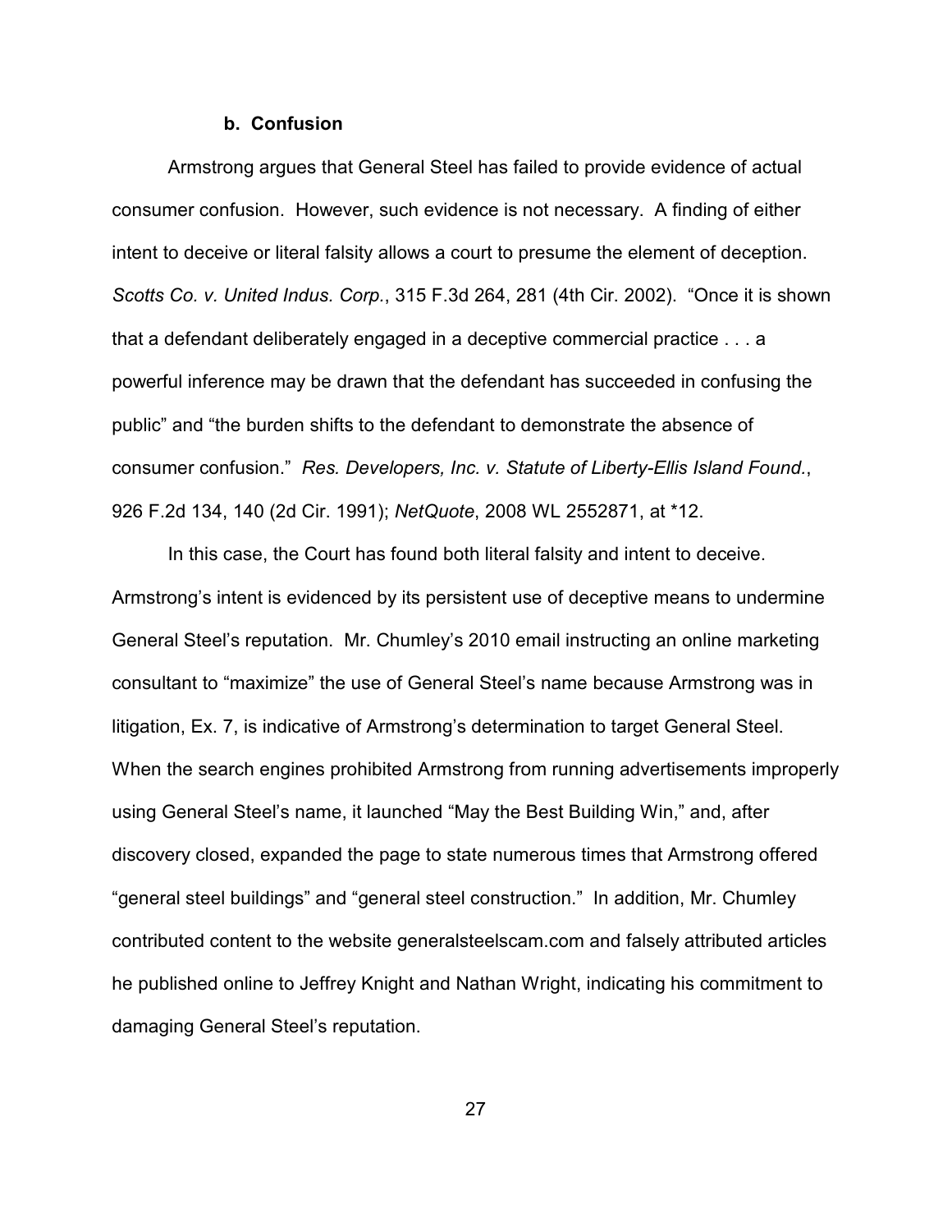#### b. Confusion

Armstrong argues that General Steel has failed to provide evidence of actual consumer confusion. However, such evidence is not necessary. A finding of either intent to deceive or literal falsity allows a court to presume the element of deception. *Scotts Co. v. United Indus. Corp.*, 315 F.3d 264, 281 (4th Cir. 2002). "Once it is shown that a defendant deliberately engaged in a deceptive commercial practice . . . a powerful inference may be drawn that the defendant has succeeded in confusing the public" and "the burden shifts to the defendant to demonstrate the absence of consumer confusion." *Res. Developers, Inc. v. Statute of Liberty-Ellis Island Found.*, 926 F.2d 134, 140 (2d Cir. 1991); *NetQuote*, 2008 WL 2552871, at *12.

In this case, the Court has found both literal falsity and intent to deceive. Armstrong's intent is evidenced by its persistent use of deceptive means to undermine General Steel's reputation. Mr. Chumley's 2010 email instructing an online marketing consultant to "maximize" the use of General Steel's name because Armstrong was in litigation, Ex. 7, is indicative of Armstrong's determination to target General Steel. When the search engines prohibited Armstrong from running advertisements improperly using General Steel's name, it launched "May the Best Building Win," and, after discovery closed, expanded the page to state numerous times that Armstrong offered "general steel buildings" and "general steel construction." In addition, Mr. Chumley contributed content to the website generalsteelscam.com and falsely attributed articles he published online to Jeffrey Knight and Nathan Wright, indicating his commitment to damaging General Steel's reputation.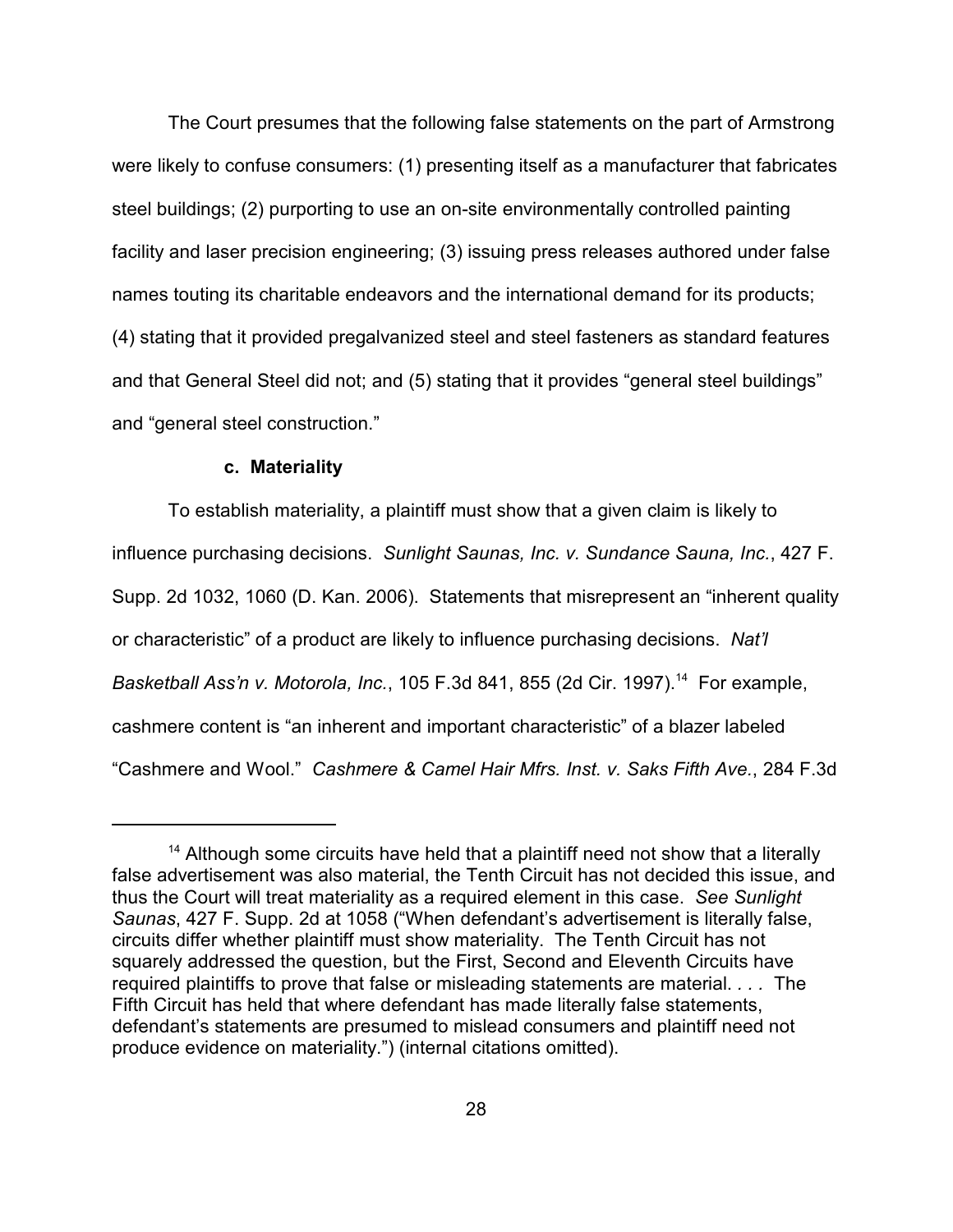The Court presumes that the following false statements on the part of Armstrong were likely to confuse consumers: (1) presenting itself as a manufacturer that fabricates steel buildings; (2) purporting to use an on-site environmentally controlled painting facility and laser precision engineering; (3) issuing press releases authored under false names touting its charitable endeavors and the international demand for its products; (4) stating that it provided pregalvanized steel and steel fasteners as standard features and that General Steel did not; and (5) stating that it provides "general steel buildings" and "general steel construction."

**c. Materiality**

To establish materiality, a plaintiff must show that a given claim is likely to influence purchasing decisions. *Sunlight Saunas, Inc. v. Sundance Sauna, Inc.*, 427 F. Supp. 2d 1032, 1060 (D. Kan. 2006). Statements that misrepresent an "inherent quality or characteristic" of a product are likely to influence purchasing decisions. *Nat'l Basketball Ass'n v. Motorola, Inc.*, 105 F.3d 841, 855 (2d Cir. 1997).[14] For example, cashmere content is "an inherent and important characteristic" of a blazer labeled "Cashmere and Wool." *Cashmere & Camel Hair Mfrs. Inst. v. Saks Fifth Ave.*, 284 F.3d

---

[14] Although some circuits have held that a plaintiff need not show that a literally false advertisement was also material, the Tenth Circuit has not decided this issue, and thus the Court will treat materiality as a required element in this case. *See Sunlight Saunas*, 427 F. Supp. 2d at 1058 ("When defendant's advertisement is literally false, circuits differ whether plaintiff must show materiality. The Tenth Circuit has not squarely addressed the question, but the First, Second and Eleventh Circuits have required plaintiffs to prove that false or misleading statements are material. . . . The Fifth Circuit has held that where defendant has made literally false statements, defendant's statements are presumed to mislead consumers and plaintiff need not produce evidence on materiality.") (internal citations omitted).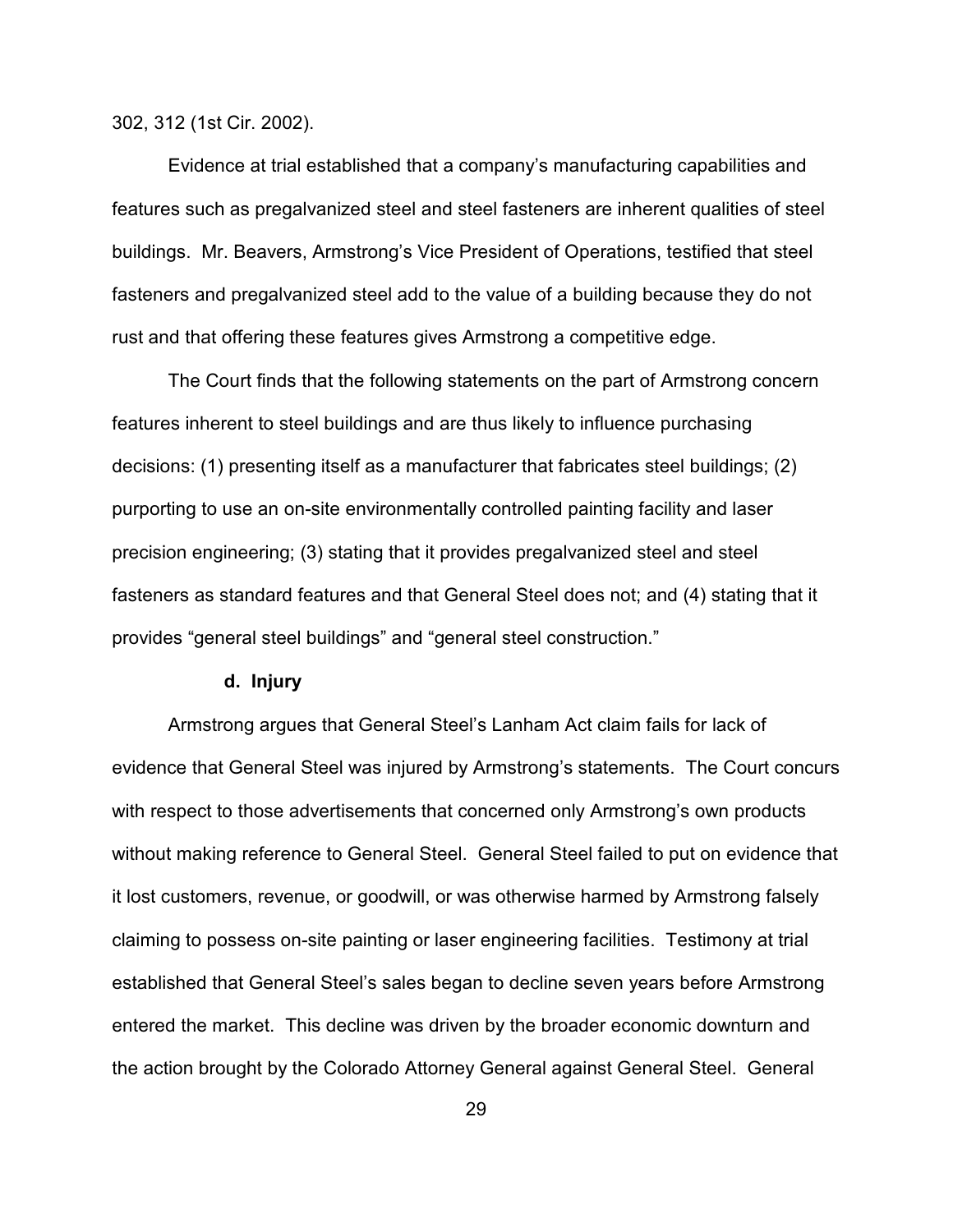302, 312 (1st Cir. 2002).

Evidence at trial established that a company's manufacturing capabilities and features such as pregalvanized steel and steel fasteners are inherent qualities of steel buildings. Mr. Beavers, Armstrong's Vice President of Operations, testified that steel fasteners and pregalvanized steel add to the value of a building because they do not rust and that offering these features gives Armstrong a competitive edge.

The Court finds that the following statements on the part of Armstrong concern features inherent to steel buildings and are thus likely to influence purchasing decisions: (1) presenting itself as a manufacturer that fabricates steel buildings; (2) purporting to use an on-site environmentally controlled painting facility and laser precision engineering; (3) stating that it provides pregalvanized steel and steel fasteners as standard features and that General Steel does not; and (4) stating that it provides "general steel buildings" and "general steel construction."

#### d. Injury

Armstrong argues that General Steel's Lanham Act claim fails for lack of evidence that General Steel was injured by Armstrong's statements. The Court concurs with respect to those advertisements that concerned only Armstrong's own products without making reference to General Steel. General Steel failed to put on evidence that it lost customers, revenue, or goodwill, or was otherwise harmed by Armstrong falsely claiming to possess on-site painting or laser engineering facilities. Testimony at trial established that General Steel's sales began to decline seven years before Armstrong entered the market. This decline was driven by the broader economic downturn and the action brought by the Colorado Attorney General against General Steel. General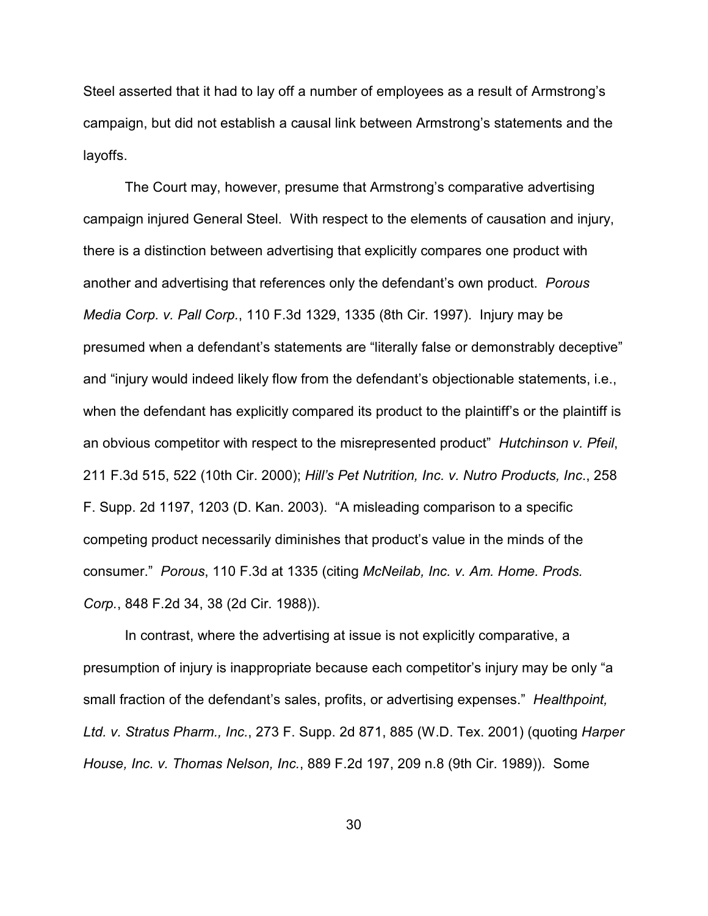Steel asserted that it had to lay off a number of employees as a result of Armstrong's campaign, but did not establish a causal link between Armstrong's statements and the layoffs.

The Court may, however, presume that Armstrong's comparative advertising campaign injured General Steel. With respect to the elements of causation and injury, there is a distinction between advertising that explicitly compares one product with another and advertising that references only the defendant's own product. *Porous Media Corp. v. Pall Corp.*, 110 F.3d 1329, 1335 (8th Cir. 1997). Injury may be presumed when a defendant's statements are "literally false or demonstrably deceptive" and "injury would indeed likely flow from the defendant's objectionable statements, i.e., when the defendant has explicitly compared its product to the plaintiff's or the plaintiff is an obvious competitor with respect to the misrepresented product" *Hutchinson v. Pfeil*, 211 F.3d 515, 522 (10th Cir. 2000); *Hill's Pet Nutrition, Inc. v. Nutro Products, Inc.*, 258 F. Supp. 2d 1197, 1203 (D. Kan. 2003). "A misleading comparison to a specific competing product necessarily diminishes that product's value in the minds of the consumer." *Porous*, 110 F.3d at 1335 (citing *McNeilab, Inc. v. Am. Home. Prods. Corp.*, 848 F.2d 34, 38 (2d Cir. 1988)).

In contrast, where the advertising at issue is not explicitly comparative, a presumption of injury is inappropriate because each competitor's injury may be only "a small fraction of the defendant's sales, profits, or advertising expenses." *Healthpoint, Ltd. v. Stratus Pharm., Inc.*, 273 F. Supp. 2d 871, 885 (W.D. Tex. 2001) (quoting *Harper House, Inc. v. Thomas Nelson, Inc.*, 889 F.2d 197, 209 n.8 (9th Cir. 1989)). Some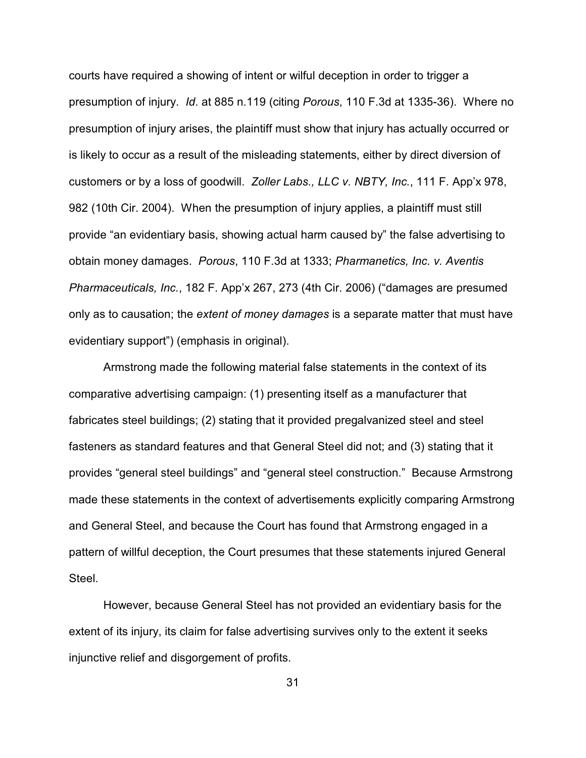courts have required a showing of intent or wilful deception in order to trigger a presumption of injury. *Id*. at 885 n.119 (citing *Porous*, 110 F.3d at 1335-36). Where no presumption of injury arises, the plaintiff must show that injury has actually occurred or is likely to occur as a result of the misleading statements, either by direct diversion of customers or by a loss of goodwill. *Zoller Labs., LLC v. NBTY, Inc.*, 111 F. App'x 978, 982 (10th Cir. 2004). When the presumption of injury applies, a plaintiff must still provide "an evidentiary basis, showing actual harm caused by" the false advertising to obtain money damages. *Porous*, 110 F.3d at 1333; *Pharmanetics, Inc. v. Aventis Pharmaceuticals, Inc.*, 182 F. App'x 267, 273 (4th Cir. 2006) ("damages are presumed only as to causation; the *extent of money damages* is a separate matter that must have evidentiary support") (emphasis in original).

Armstrong made the following material false statements in the context of its comparative advertising campaign: (1) presenting itself as a manufacturer that fabricates steel buildings; (2) stating that it provided pregalvanized steel and steel fasteners as standard features and that General Steel did not; and (3) stating that it provides "general steel buildings" and "general steel construction." Because Armstrong made these statements in the context of advertisements explicitly comparing Armstrong and General Steel, and because the Court has found that Armstrong engaged in a pattern of willful deception, the Court presumes that these statements injured General Steel.

However, because General Steel has not provided an evidentiary basis for the extent of its injury, its claim for false advertising survives only to the extent it seeks injunctive relief and disgorgement of profits.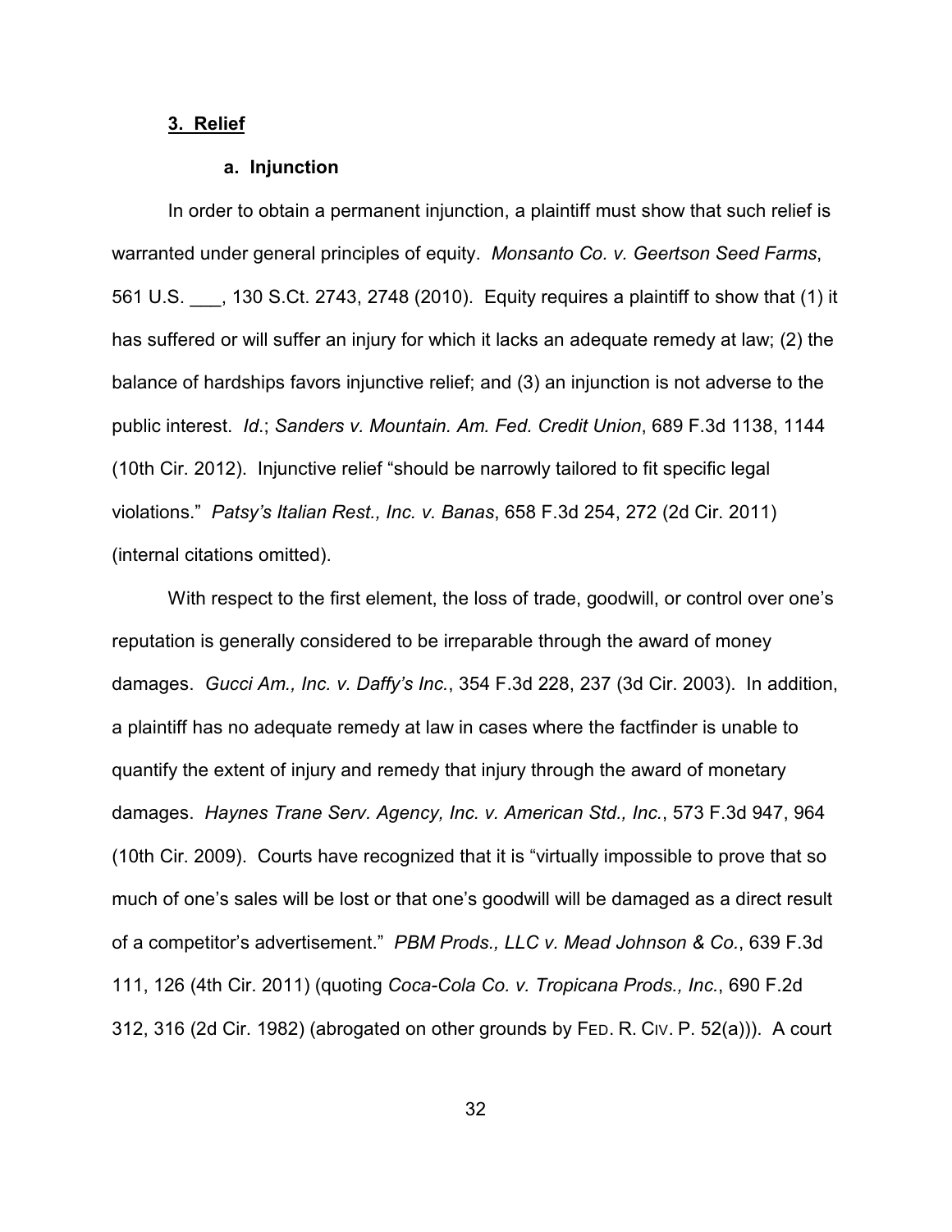### 3. Relief

#### a. Injunction

In order to obtain a permanent injunction, a plaintiff must show that such relief is warranted under general principles of equity. *Monsanto Co. v. Geertson Seed Farms*, 561 U.S. ___, 130 S.Ct. 2743, 2748 (2010). Equity requires a plaintiff to show that (1) it has suffered or will suffer an injury for which it lacks an adequate remedy at law; (2) the balance of hardships favors injunctive relief; and (3) an injunction is not adverse to the public interest. *Id*.; *Sanders v. Mountain. Am. Fed. Credit Union*, 689 F.3d 1138, 1144 (10th Cir. 2012). Injunctive relief "should be narrowly tailored to fit specific legal violations." *Patsy's Italian Rest., Inc. v. Banas*, 658 F.3d 254, 272 (2d Cir. 2011) (internal citations omitted).

With respect to the first element, the loss of trade, goodwill, or control over one's reputation is generally considered to be irreparable through the award of money damages. *Gucci Am., Inc. v. Daffy's Inc.*, 354 F.3d 228, 237 (3d Cir. 2003). In addition, a plaintiff has no adequate remedy at law in cases where the factfinder is unable to quantify the extent of injury and remedy that injury through the award of monetary damages. *Haynes Trane Serv. Agency, Inc. v. American Std., Inc.*, 573 F.3d 947, 964 (10th Cir. 2009). Courts have recognized that it is "virtually impossible to prove that so much of one's sales will be lost or that one's goodwill will be damaged as a direct result of a competitor's advertisement." *PBM Prods., LLC v. Mead Johnson & Co.*, 639 F.3d 111, 126 (4th Cir. 2011) (quoting *Coca-Cola Co. v. Tropicana Prods., Inc.*, 690 F.2d 312, 316 (2d Cir. 1982) (abrogated on other grounds by FED. R. CIV. P. 52(a))). A court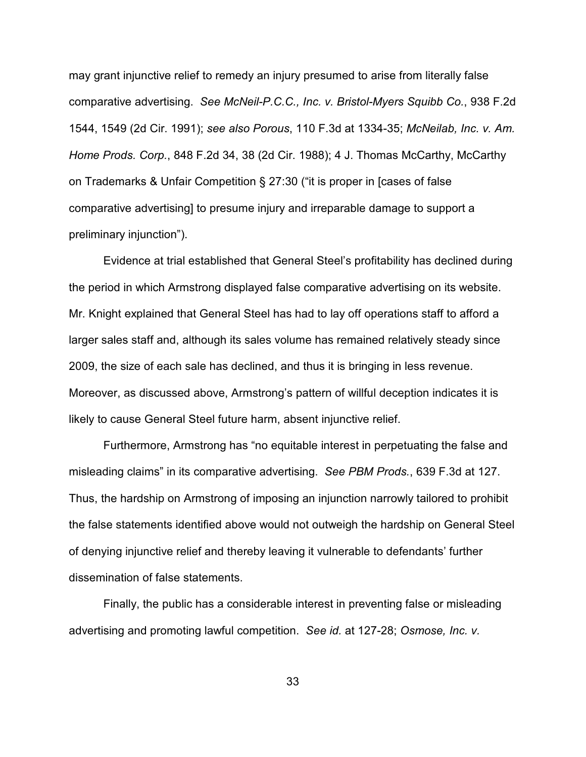may grant injunctive relief to remedy an injury presumed to arise from literally false comparative advertising. *See McNeil-P.C.C., Inc. v. Bristol-Myers Squibb Co.*, 938 F.2d 1544, 1549 (2d Cir. 1991); *see also Porous*, 110 F.3d at 1334-35; *McNeilab, Inc. v. Am. Home Prods. Corp.*, 848 F.2d 34, 38 (2d Cir. 1988); 4 J. Thomas McCarthy, McCarthy on Trademarks & Unfair Competition § 27:30 ("it is proper in [cases of false comparative advertising] to presume injury and irreparable damage to support a preliminary injunction").

Evidence at trial established that General Steel's profitability has declined during the period in which Armstrong displayed false comparative advertising on its website. Mr. Knight explained that General Steel has had to lay off operations staff to afford a larger sales staff and, although its sales volume has remained relatively steady since 2009, the size of each sale has declined, and thus it is bringing in less revenue. Moreover, as discussed above, Armstrong's pattern of willful deception indicates it is likely to cause General Steel future harm, absent injunctive relief.

Furthermore, Armstrong has "no equitable interest in perpetuating the false and misleading claims" in its comparative advertising. *See PBM Prods.*, 639 F.3d at 127. Thus, the hardship on Armstrong of imposing an injunction narrowly tailored to prohibit the false statements identified above would not outweigh the hardship on General Steel of denying injunctive relief and thereby leaving it vulnerable to defendants' further dissemination of false statements.

Finally, the public has a considerable interest in preventing false or misleading advertising and promoting lawful competition. *See id.* at 127-28; *Osmose, Inc. v.*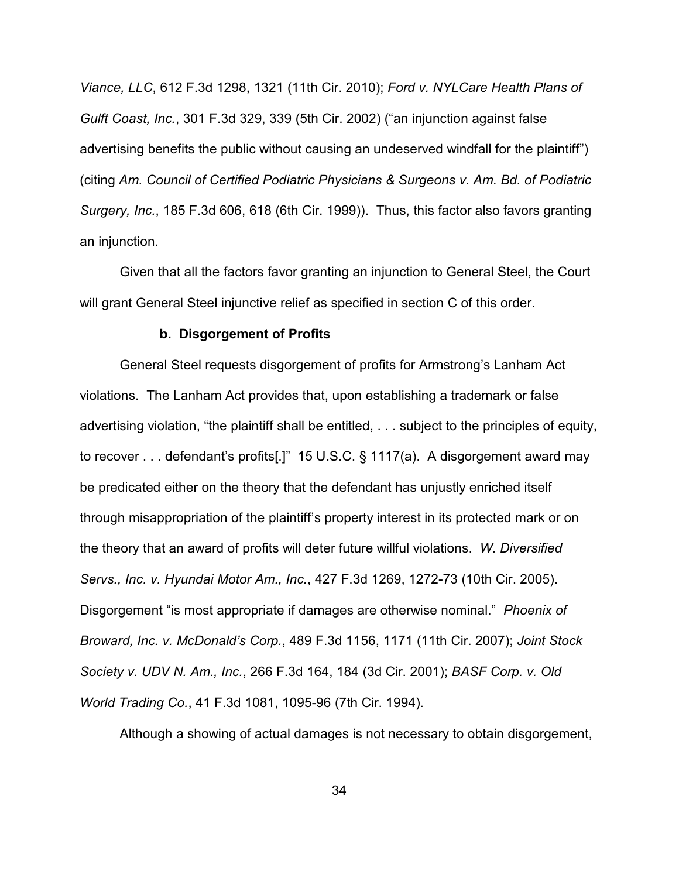*Viance, LLC*, 612 F.3d 1298, 1321 (11th Cir. 2010); *Ford v. NYLCare Health Plans of Gulft Coast, Inc.*, 301 F.3d 329, 339 (5th Cir. 2002) ("an injunction against false advertising benefits the public without causing an undeserved windfall for the plaintiff") (citing *Am. Council of Certified Podiatric Physicians & Surgeons v. Am. Bd. of Podiatric Surgery, Inc.*, 185 F.3d 606, 618 (6th Cir. 1999)). Thus, this factor also favors granting an injunction.

Given that all the factors favor granting an injunction to General Steel, the Court will grant General Steel injunctive relief as specified in section C of this order.

**b. Disgorgement of Profits**

General Steel requests disgorgement of profits for Armstrong's Lanham Act violations. The Lanham Act provides that, upon establishing a trademark or false advertising violation, "the plaintiff shall be entitled, . . . subject to the principles of equity, to recover . . . defendant's profits[.]" 15 U.S.C. § 1117(a). A disgorgement award may be predicated either on the theory that the defendant has unjustly enriched itself through misappropriation of the plaintiff's property interest in its protected mark or on the theory that an award of profits will deter future willful violations. *W. Diversified Servs., Inc. v. Hyundai Motor Am., Inc.*, 427 F.3d 1269, 1272-73 (10th Cir. 2005). Disgorgement "is most appropriate if damages are otherwise nominal." *Phoenix of Broward, Inc. v. McDonald's Corp.*, 489 F.3d 1156, 1171 (11th Cir. 2007); *Joint Stock Society v. UDV N. Am., Inc.*, 266 F.3d 164, 184 (3d Cir. 2001); *BASF Corp. v. Old World Trading Co.*, 41 F.3d 1081, 1095-96 (7th Cir. 1994).

Although a showing of actual damages is not necessary to obtain disgorgement,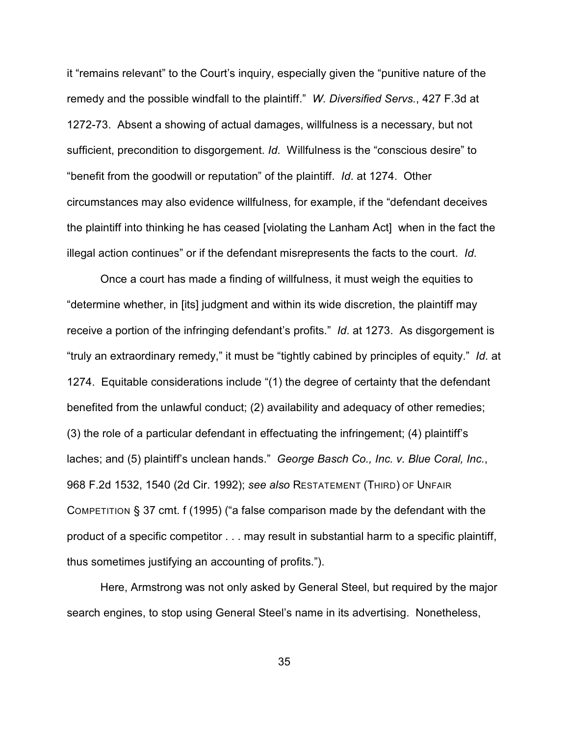it "remains relevant" to the Court's inquiry, especially given the "punitive nature of the remedy and the possible windfall to the plaintiff." *W. Diversified Servs.*, 427 F.3d at 1272-73. Absent a showing of actual damages, willfulness is a necessary, but not sufficient, precondition to disgorgement. *Id*. Willfulness is the "conscious desire" to "benefit from the goodwill or reputation" of the plaintiff. *Id*. at 1274. Other circumstances may also evidence willfulness, for example, if the "defendant deceives the plaintiff into thinking he has ceased [violating the Lanham Act] when in the fact the illegal action continues" or if the defendant misrepresents the facts to the court. *Id*.

Once a court has made a finding of willfulness, it must weigh the equities to "determine whether, in [its] judgment and within its wide discretion, the plaintiff may receive a portion of the infringing defendant's profits." *Id*. at 1273. As disgorgement is "truly an extraordinary remedy," it must be "tightly cabined by principles of equity." *Id*. at 1274. Equitable considerations include "(1) the degree of certainty that the defendant benefited from the unlawful conduct; (2) availability and adequacy of other remedies; (3) the role of a particular defendant in effectuating the infringement; (4) plaintiff's laches; and (5) plaintiff's unclean hands." *George Basch Co., Inc. v. Blue Coral, Inc.*, 968 F.2d 1532, 1540 (2d Cir. 1992); *see also* RESTATEMENT (THIRD) OF UNFAIR COMPETITION § 37 cmt. f (1995) ("a false comparison made by the defendant with the product of a specific competitor . . . may result in substantial harm to a specific plaintiff, thus sometimes justifying an accounting of profits.").

Here, Armstrong was not only asked by General Steel, but required by the major search engines, to stop using General Steel's name in its advertising. Nonetheless,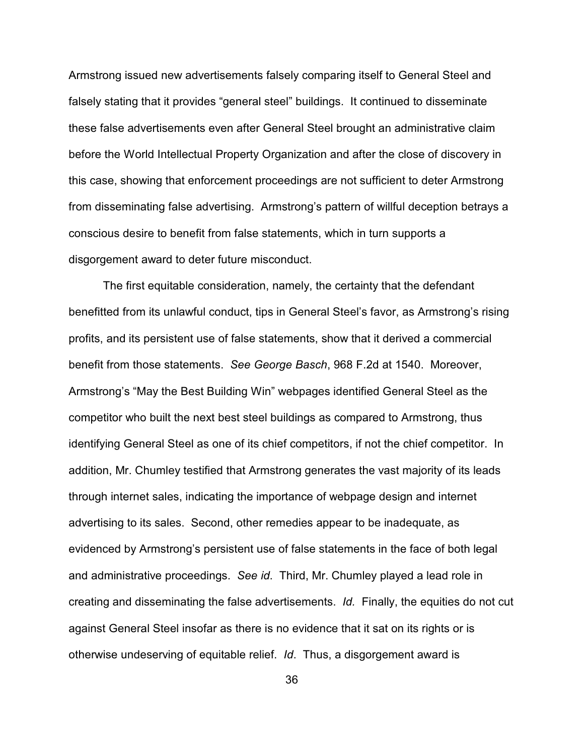Armstrong issued new advertisements falsely comparing itself to General Steel and falsely stating that it provides "general steel" buildings. It continued to disseminate these false advertisements even after General Steel brought an administrative claim before the World Intellectual Property Organization and after the close of discovery in this case, showing that enforcement proceedings are not sufficient to deter Armstrong from disseminating false advertising. Armstrong's pattern of willful deception betrays a conscious desire to benefit from false statements, which in turn supports a disgorgement award to deter future misconduct.

The first equitable consideration, namely, the certainty that the defendant benefitted from its unlawful conduct, tips in General Steel's favor, as Armstrong's rising profits, and its persistent use of false statements, show that it derived a commercial benefit from those statements. *See George Basch*, 968 F.2d at 1540. Moreover, Armstrong's "May the Best Building Win" webpages identified General Steel as the competitor who built the next best steel buildings as compared to Armstrong, thus identifying General Steel as one of its chief competitors, if not the chief competitor. In addition, Mr. Chumley testified that Armstrong generates the vast majority of its leads through internet sales, indicating the importance of webpage design and internet advertising to its sales. Second, other remedies appear to be inadequate, as evidenced by Armstrong's persistent use of false statements in the face of both legal and administrative proceedings. *See id*. Third, Mr. Chumley played a lead role in creating and disseminating the false advertisements. *Id.* Finally, the equities do not cut against General Steel insofar as there is no evidence that it sat on its rights or is otherwise undeserving of equitable relief. *Id*. Thus, a disgorgement award is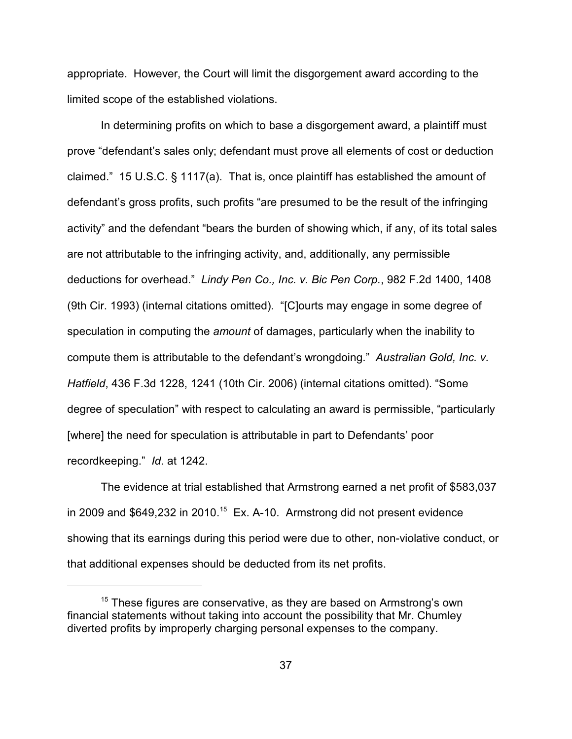appropriate. However, the Court will limit the disgorgement award according to the limited scope of the established violations.

In determining profits on which to base a disgorgement award, a plaintiff must prove "defendant's sales only; defendant must prove all elements of cost or deduction claimed." 15 U.S.C. § 1117(a). That is, once plaintiff has established the amount of defendant's gross profits, such profits "are presumed to be the result of the infringing activity" and the defendant "bears the burden of showing which, if any, of its total sales are not attributable to the infringing activity, and, additionally, any permissible deductions for overhead." *Lindy Pen Co., Inc. v. Bic Pen Corp.*, 982 F.2d 1400, 1408 (9th Cir. 1993) (internal citations omitted). "[C]ourts may engage in some degree of speculation in computing the *amount* of damages, particularly when the inability to compute them is attributable to the defendant's wrongdoing." *Australian Gold, Inc. v. Hatfield*, 436 F.3d 1228, 1241 (10th Cir. 2006) (internal citations omitted). "Some degree of speculation" with respect to calculating an award is permissible, "particularly [where] the need for speculation is attributable in part to Defendants' poor recordkeeping." *Id*. at 1242.

The evidence at trial established that Armstrong earned a net profit of $583,037 in 2009 and $649,232 in 2010.[15] Ex. A-10. Armstrong did not present evidence showing that its earnings during this period were due to other, non-violative conduct, or that additional expenses should be deducted from its net profits.

---

[15] These figures are conservative, as they are based on Armstrong's own financial statements without taking into account the possibility that Mr. Chumley diverted profits by improperly charging personal expenses to the company.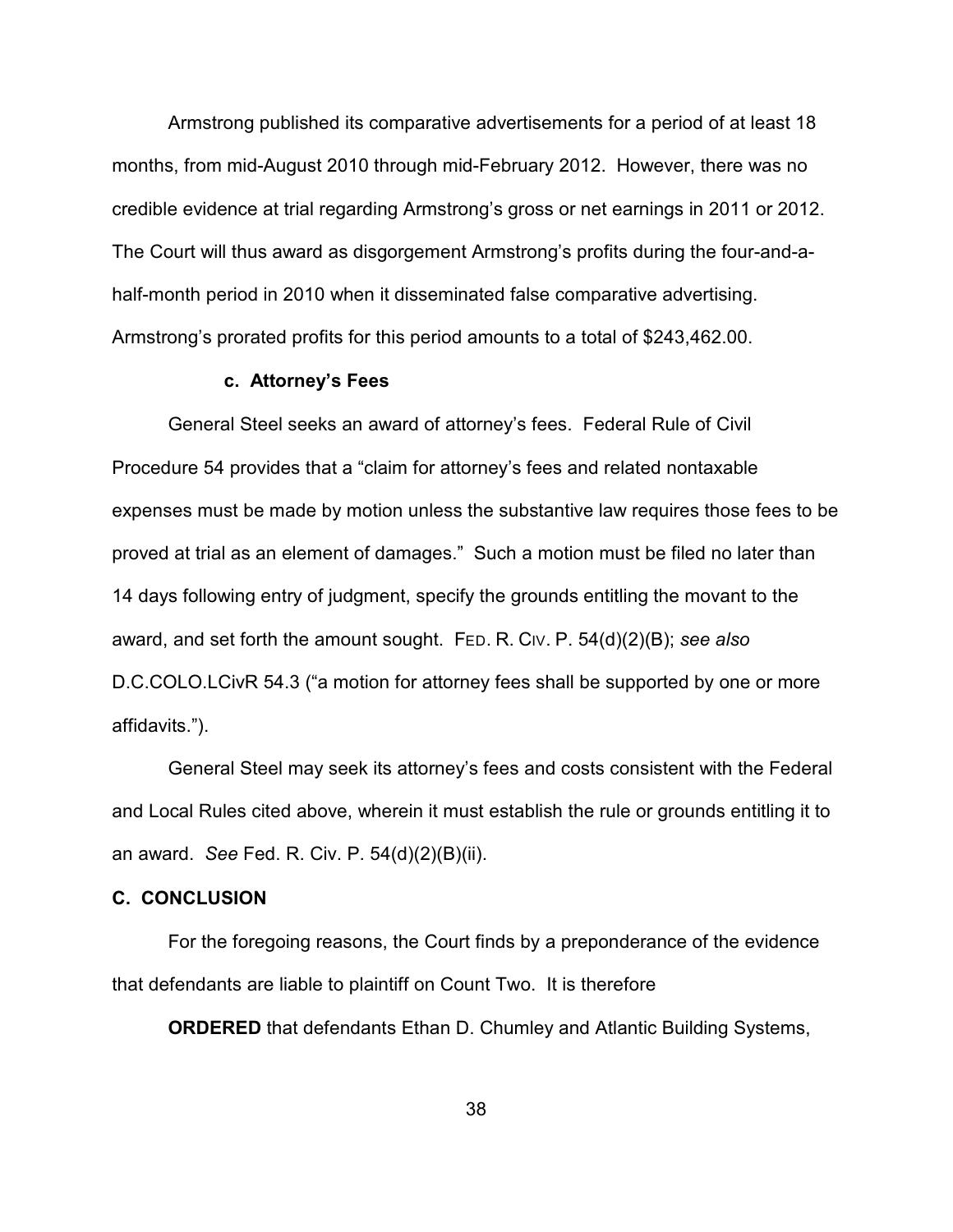Armstrong published its comparative advertisements for a period of at least 18 months, from mid-August 2010 through mid-February 2012. However, there was no credible evidence at trial regarding Armstrong's gross or net earnings in 2011 or 2012. The Court will thus award as disgorgement Armstrong's profits during the four-and-a-half-month period in 2010 when it disseminated false comparative advertising. Armstrong's prorated profits for this period amounts to a total of $243,462.00.

#### c. Attorney's Fees

General Steel seeks an award of attorney's fees. Federal Rule of Civil Procedure 54 provides that a "claim for attorney's fees and related nontaxable expenses must be made by motion unless the substantive law requires those fees to be proved at trial as an element of damages." Such a motion must be filed no later than 14 days following entry of judgment, specify the grounds entitling the movant to the award, and set forth the amount sought. FED. R. CIV. P. 54(d)(2)(B); *see also* D.C.COLO.LCivR 54.3 ("a motion for attorney fees shall be supported by one or more affidavits.").

General Steel may seek its attorney's fees and costs consistent with the Federal and Local Rules cited above, wherein it must establish the rule or grounds entitling it to an award. *See* Fed. R. Civ. P. 54(d)(2)(B)(ii).

### C. CONCLUSION

For the foregoing reasons, the Court finds by a preponderance of the evidence that defendants are liable to plaintiff on Count Two. It is therefore

**ORDERED** that defendants Ethan D. Chumley and Atlantic Building Systems,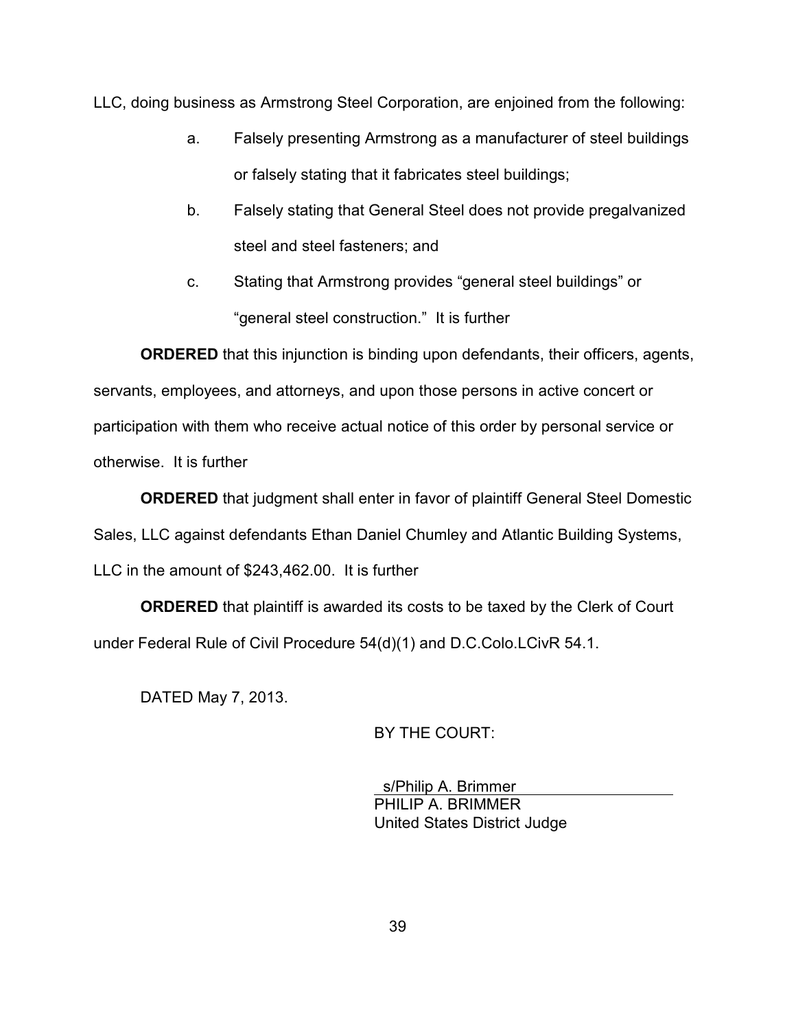LLC, doing business as Armstrong Steel Corporation, are enjoined from the following:

a. Falsely presenting Armstrong as a manufacturer of steel buildings or falsely stating that it fabricates steel buildings;

b. Falsely stating that General Steel does not provide pregalvanized steel and steel fasteners; and

c. Stating that Armstrong provides "general steel buildings" or "general steel construction." It is further

**ORDERED** that this injunction is binding upon defendants, their officers, agents, servants, employees, and attorneys, and upon those persons in active concert or participation with them who receive actual notice of this order by personal service or otherwise. It is further

**ORDERED** that judgment shall enter in favor of plaintiff General Steel Domestic Sales, LLC against defendants Ethan Daniel Chumley and Atlantic Building Systems, LLC in the amount of $243,462.00. It is further

**ORDERED** that plaintiff is awarded its costs to be taxed by the Clerk of Court under Federal Rule of Civil Procedure 54(d)(1) and D.C.Colo.LCivR 54.1.

DATED May 7, 2013.

BY THE COURT:

s/Philip A. Brimmer
PHILIP A. BRIMMER
United States District Judge